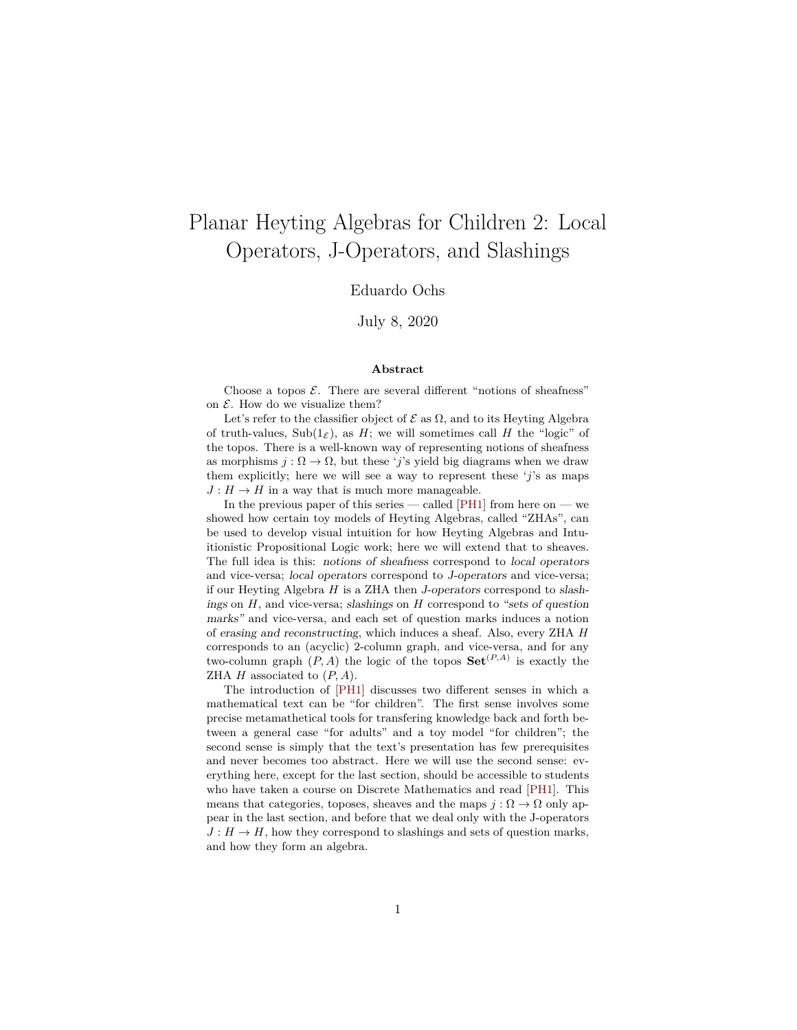# Planar Heyting Algebras for Children 2: Local Operators, J-Operators, and Slashings

Eduardo Ochs

July 8, 2020

### Abstract

Choose a topos $\mathcal{E}$. There are several different "notions of sheafness" on $\mathcal{E}$. How do we visualize them?

Let's refer to the classifier object of $\mathcal{E}$ as $\Omega$, and to its Heyting Algebra of truth-values, $\mathrm{Sub}(1_{\mathcal{E}})$, as $H$; we will sometimes call $H$ the "logic" of the topos. There is a well-known way of representing notions of sheafness as morphisms $j : \Omega \to \Omega$, but these '$j$'s yield big diagrams when we draw them explicitly; here we will see a way to represent these '$j$'s as maps $J : H \to H$ in a way that is much more manageable.

In the previous paper of this series — called [PH1] from here on — we showed how certain toy models of Heyting Algebras, called "ZHAs", can be used to develop visual intuition for how Heyting Algebras and Intuitionistic Propositional Logic work; here we will extend that to sheaves. The full idea is this: *notions of sheafness* correspond to *local operators* and vice-versa; *local operators* correspond to *J-operators* and vice-versa; if our Heyting Algebra $H$ is a ZHA then *J-operators* correspond to *slashings* on $H$, and vice-versa; *slashings* on $H$ correspond to *"sets of question marks"* and vice-versa, and each set of question marks induces a notion of *erasing and reconstructing*, which induces a sheaf. Also, every ZHA $H$ corresponds to an (acyclic) 2-column graph, and vice-versa, and for any two-column graph $(P, A)$ the logic of the topos $\mathbf{Set}^{(P,A)}$ is exactly the ZHA $H$ associated to $(P, A)$.

The introduction of [PH1] discusses two different senses in which a mathematical text can be "for children". The first sense involves some precise metamathetical tools for transfering knowledge back and forth between a general case "for adults" and a toy model "for children"; the second sense is simply that the text's presentation has few prerequisites and never becomes too abstract. Here we will use the second sense: everything here, except for the last section, should be accessible to students who have taken a course on Discrete Mathematics and read [PH1]. This means that categories, toposes, sheaves and the maps $j : \Omega \to \Omega$ only appear in the last section, and before that we deal only with the J-operators $J : H \to H$, how they correspond to slashings and sets of question marks, and how they form an algebra.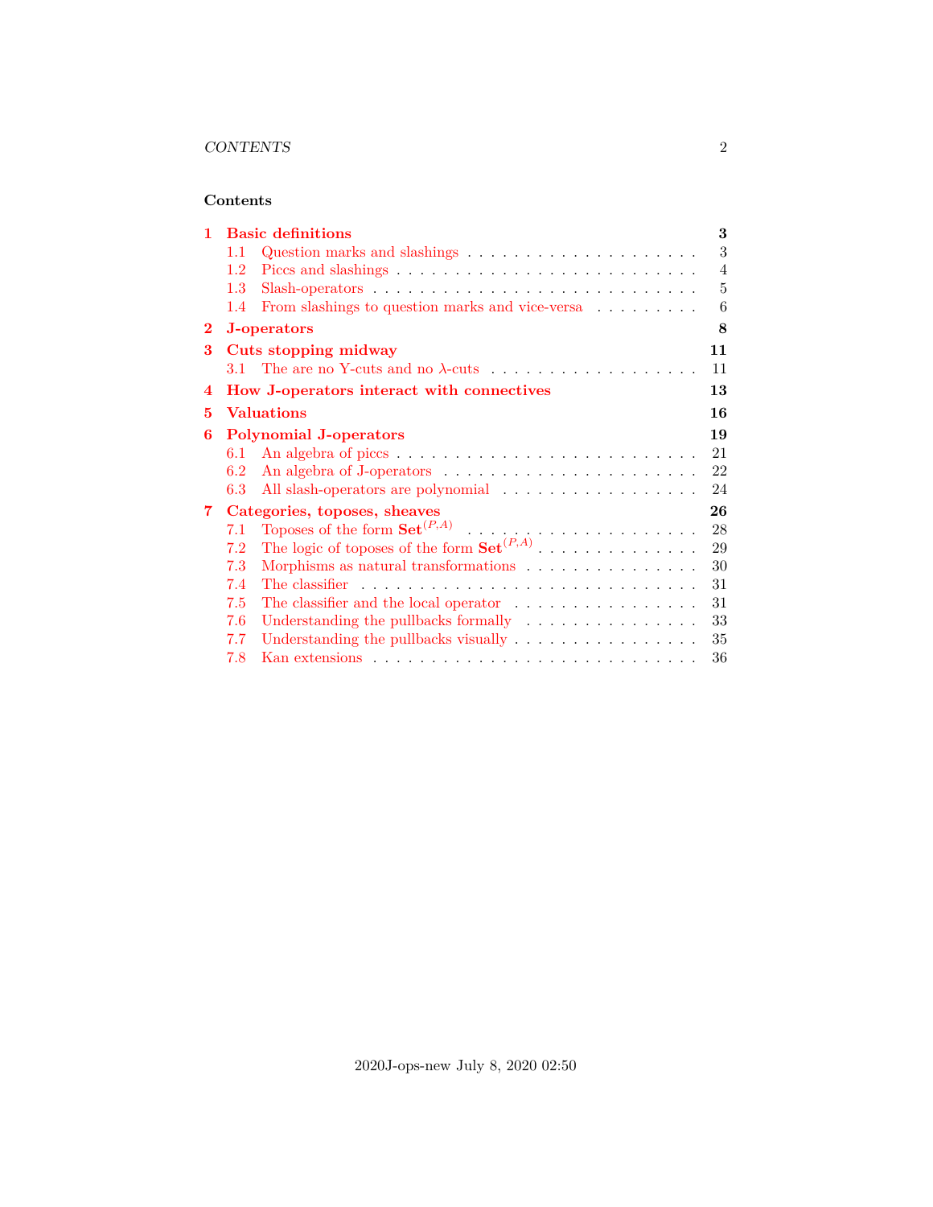## Contents

**1 Basic definitions** — **3**
- 1.1 Question marks and slashings — 3
- 1.2 Piccs and slashings — 4
- 1.3 Slash-operators — 5
- 1.4 From slashings to question marks and vice-versa — 6

**2 J-operators** — **8**

**3 Cuts stopping midway** — **11**
- 3.1 The are no Y-cuts and no $\lambda$-cuts — 11

**4 How J-operators interact with connectives** — **13**

**5 Valuations** — **16**

**6 Polynomial J-operators** — **19**
- 6.1 An algebra of piccs — 21
- 6.2 An algebra of J-operators — 22
- 6.3 All slash-operators are polynomial — 24

**7 Categories, toposes, sheaves** — **26**
- 7.1 Toposes of the form $\mathbf{Set}^{(P,A)}$ — 28
- 7.2 The logic of toposes of the form $\mathbf{Set}^{(P,A)}$ — 29
- 7.3 Morphisms as natural transformations — 30
- 7.4 The classifier — 31
- 7.5 The classifier and the local operator — 31
- 7.6 Understanding the pullbacks formally — 33
- 7.7 Understanding the pullbacks visually — 35
- 7.8 Kan extensions — 36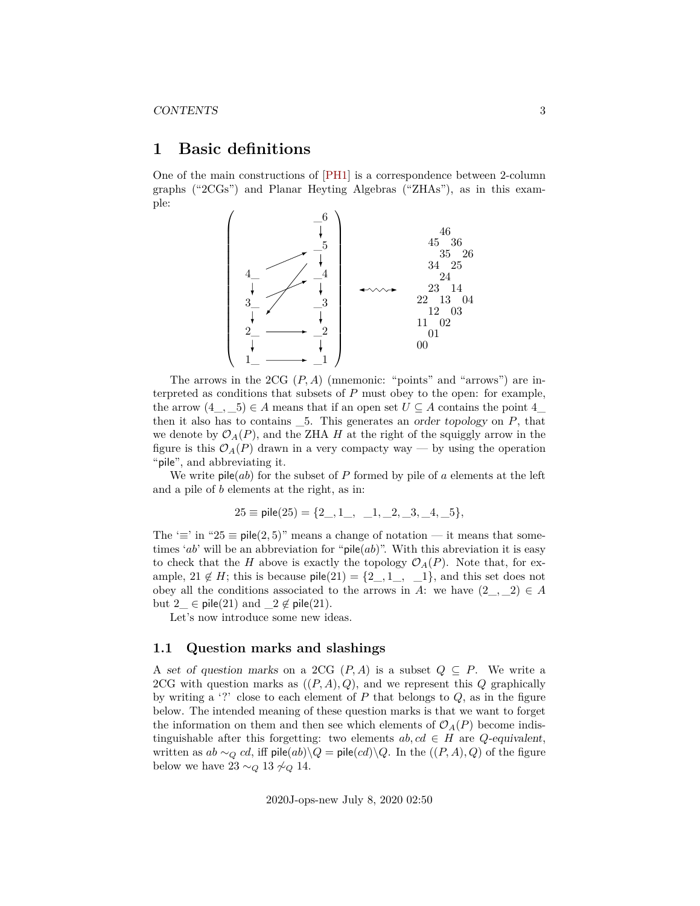# 1 Basic definitions

One of the main constructions of [PH1] is a correspondence between 2-column graphs ("2CGs") and Planar Heyting Algebras ("ZHAs"), as in this example:

```
                                                  46
      (          _6          )                  45  36
                  ↓                                35  26
                 _5                             34  25
    4_            ↓                                24
     ↓           _4            <~~~~>          23  14
    3_            ↓                          22  13  04
     ↓           _3                             12  03
    2_  ------>  _2                          11  02
     ↓            ↓                             01
    1_  ------>  _1                          00
```

The arrows in the 2CG $(P, A)$ (mnemonic: "points" and "arrows") are interpreted as conditions that subsets of $P$ must obey to the open: for example, the arrow $(4\_, \_5) \in A$ means that if an open set $U \subseteq A$ contains the point $4\_$ then it also has to contains $\_5$. This generates an *order topology* on $P$, that we denote by $\mathcal{O}_A(P)$, and the ZHA $H$ at the right of the squiggly arrow in the figure is this $\mathcal{O}_A(P)$ drawn in a very compacty way — by using the operation "pile", and abbreviating it.

We write $\mathsf{pile}(ab)$ for the subset of $P$ formed by pile of $a$ elements at the left and a pile of $b$ elements at the right, as in:

$$25 \equiv \mathsf{pile}(25) = \{2\_, 1\_, \ \ \_1, \_2, \_3, \_4, \_5\},$$

The '$\equiv$' in "$25 \equiv \mathsf{pile}(2, 5)$" means a change of notation — it means that sometimes '$ab$' will be an abbreviation for "$\mathsf{pile}(ab)$". With this abreviation it is easy to check that the $H$ above is exactly the topology $\mathcal{O}_A(P)$. Note that, for example, $21 \notin H$; this is because $\mathsf{pile}(21) = \{2\_, 1\_, \ \ \_1\}$, and this set does not obey all the conditions associated to the arrows in $A$: we have $(2\_, \_2) \in A$ but $2\_ \in \mathsf{pile}(21)$ and $\_2 \notin \mathsf{pile}(21)$.

Let's now introduce some new ideas.

## 1.1 Question marks and slashings

A *set of question marks* on a 2CG $(P, A)$ is a subset $Q \subseteq P$. We write a 2CG with question marks as $((P, A), Q)$, and we represent this $Q$ graphically by writing a '?' close to each element of $P$ that belongs to $Q$, as in the figure below. The intended meaning of these question marks is that we want to forget the information on them and then see which elements of $\mathcal{O}_A(P)$ become indistinguishable after this forgetting: two elements $ab, cd \in H$ are *Q-equivalent*, written as $ab \sim_Q cd$, iff $\mathsf{pile}(ab) \backslash Q = \mathsf{pile}(cd) \backslash Q$. In the $((P, A), Q)$ of the figure below we have $23 \sim_Q 13 \not\sim_Q 14$.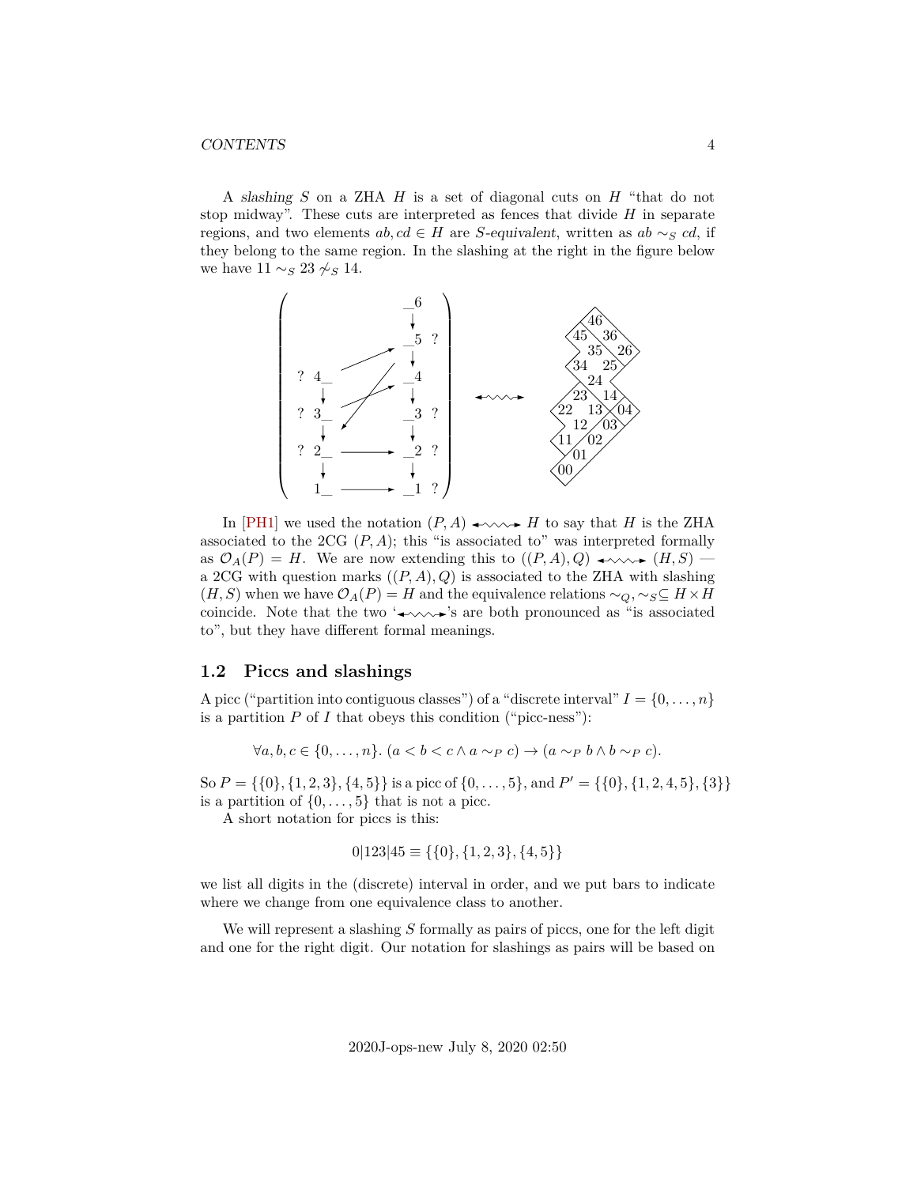A *slashing* $S$ on a ZHA $H$ is a set of diagonal cuts on $H$ "that do not stop midway". These cuts are interpreted as fences that divide $H$ in separate regions, and two elements $ab, cd \in H$ are *S-equivalent*, written as $ab \sim_S cd$, if they belong to the same region. In the slashing at the right in the figure below we have $11 \sim_S 23 \not\sim_S 14$.

In [PH1] we used the notation $(P, A) \leftrightsquigarrow H$ to say that $H$ is the ZHA associated to the 2CG $(P, A)$; this "is associated to" was interpreted formally as $\mathcal{O}_A(P) = H$. We are now extending this to $((P, A), Q) \leftrightsquigarrow (H, S)$ — a 2CG with question marks $((P, A), Q)$ is associated to the ZHA with slashing $(H, S)$ when we have $\mathcal{O}_A(P) = H$ and the equivalence relations $\sim_Q, \sim_S \subseteq H \times H$ coincide. Note that the two '$\leftrightsquigarrow$'s are both pronounced as "is associated to", but they have different formal meanings.

## 1.2 Piccs and slashings

A picc ("partition into contiguous classes") of a "discrete interval" $I = \{0, \ldots, n\}$ is a partition $P$ of $I$ that obeys this condition ("picc-ness"):

$$\forall a, b, c \in \{0, \ldots, n\}. \, (a < b < c \wedge a \sim_P c) \to (a \sim_P b \wedge b \sim_P c).$$

So $P = \{\{0\}, \{1, 2, 3\}, \{4, 5\}\}$ is a picc of $\{0, \ldots, 5\}$, and $P' = \{\{0\}, \{1, 2, 4, 5\}, \{3\}\}$ is a partition of $\{0, \ldots, 5\}$ that is not a picc.

A short notation for piccs is this:

$$0|123|45 \equiv \{\{0\}, \{1, 2, 3\}, \{4, 5\}\}$$

we list all digits in the (discrete) interval in order, and we put bars to indicate where we change from one equivalence class to another.

We will represent a slashing $S$ formally as pairs of piccs, one for the left digit and one for the right digit. Our notation for slashings as pairs will be based on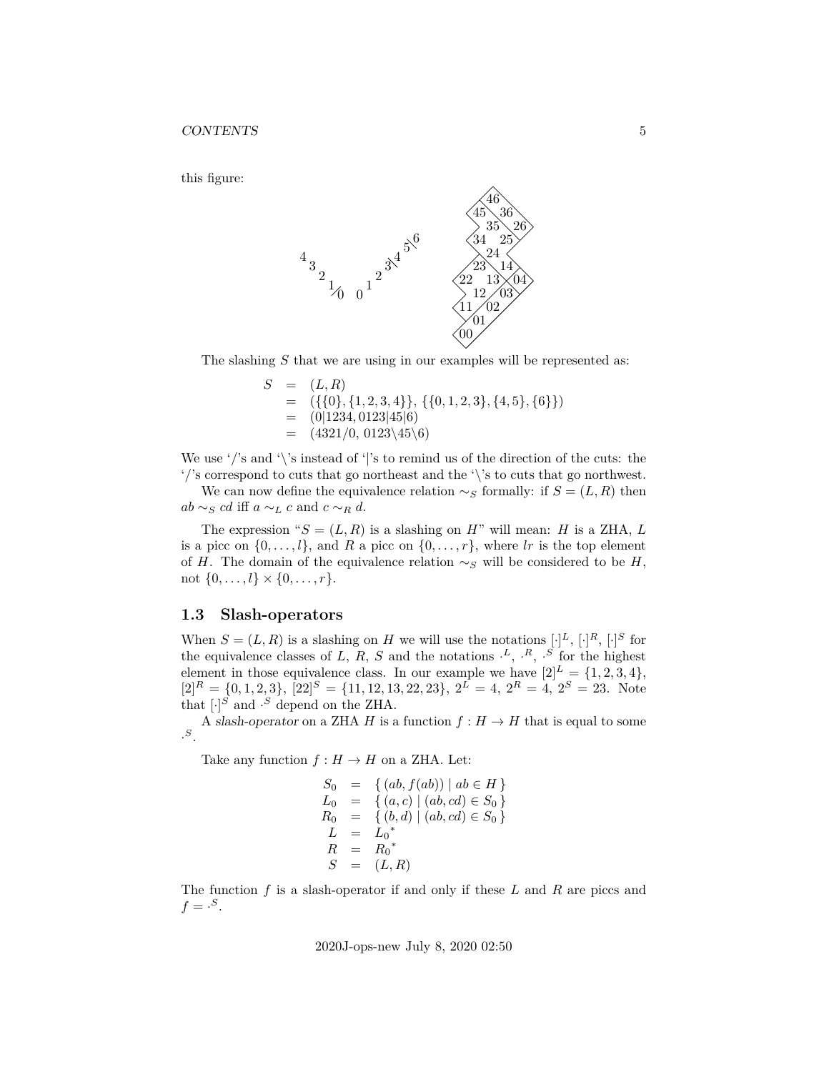this figure:

The slashing $S$ that we are using in our examples will be represented as:

$$
\begin{array}{rcl}
S & = & (L, R) \\
  & = & (\{\{0\}, \{1,2,3,4\}\},\ \{\{0,1,2,3\}, \{4,5\}, \{6\}\}) \\
  & = & (0|1234,\ 0123|45|6) \\
  & = & (4321/0,\ 0123\backslash 45\backslash 6)
\end{array}
$$

We use '/'s and '\'s instead of '|'s to remind us of the direction of the cuts: the '/'s correspond to cuts that go northeast and the '\'s to cuts that go northwest.

We can now define the equivalence relation $\sim_S$ formally: if $S = (L, R)$ then $ab \sim_S cd$ iff $a \sim_L c$ and $c \sim_R d$.

The expression "$S = (L, R)$ is a slashing on $H$" will mean: $H$ is a ZHA, $L$ is a picc on $\{0, \ldots, l\}$, and $R$ a picc on $\{0, \ldots, r\}$, where $lr$ is the top element of $H$. The domain of the equivalence relation $\sim_S$ will be considered to be $H$, not $\{0, \ldots, l\} \times \{0, \ldots, r\}$.

### 1.3 Slash-operators

When $S = (L, R)$ is a slashing on $H$ we will use the notations $[\cdot]^L$, $[\cdot]^R$, $[\cdot]^S$ for the equivalence classes of $L$, $R$, $S$ and the notations $\cdot^L$, $\cdot^R$, $\cdot^S$ for the highest element in those equivalence class. In our example we have $[2]^L = \{1, 2, 3, 4\}$, $[2]^R = \{0, 1, 2, 3\}$, $[22]^S = \{11, 12, 13, 22, 23\}$, $2^L = 4$, $2^R = 4$, $2^S = 23$. Note that $[\cdot]^S$ and $\cdot^S$ depend on the ZHA.

A *slash-operator* on a ZHA $H$ is a function $f : H \to H$ that is equal to some $\cdot^S$.

Take any function $f : H \to H$ on a ZHA. Let:

$$
\begin{array}{rcl}
S_0 & = & \{\ (ab, f(ab)) \mid ab \in H\ \} \\
L_0 & = & \{\ (a, c) \mid (ab, cd) \in S_0\ \} \\
R_0 & = & \{\ (b, d) \mid (ab, cd) \in S_0\ \} \\
L & = & {L_0}^* \\
R & = & {R_0}^* \\
S & = & (L, R)
\end{array}
$$

The function $f$ is a slash-operator if and only if these $L$ and $R$ are piccs and $f = \cdot^S$.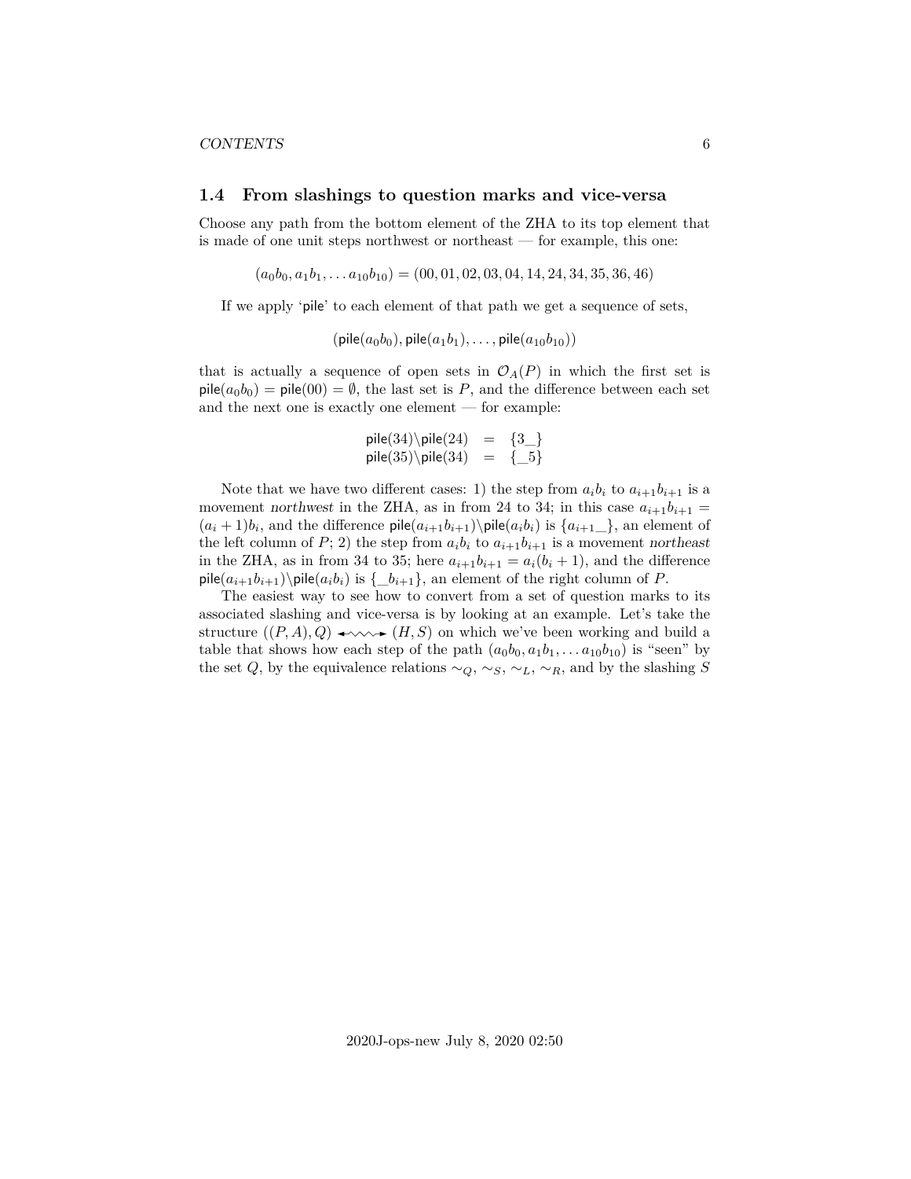### 1.4 From slashings to question marks and vice-versa

Choose any path from the bottom element of the ZHA to its top element that is made of one unit steps northwest or northeast — for example, this one:

$$(a_0b_0, a_1b_1, \ldots a_{10}b_{10}) = (00, 01, 02, 03, 04, 14, 24, 34, 35, 36, 46)$$

If we apply 'pile' to each element of that path we get a sequence of sets,

$$(\mathsf{pile}(a_0b_0), \mathsf{pile}(a_1b_1), \ldots, \mathsf{pile}(a_{10}b_{10}))$$

that is actually a sequence of open sets in $\mathcal{O}_A(P)$ in which the first set is $\mathsf{pile}(a_0b_0) = \mathsf{pile}(00) = \emptyset$, the last set is $P$, and the difference between each set and the next one is exactly one element — for example:

$$\begin{array}{rcl} \mathsf{pile}(34)\backslash\mathsf{pile}(24) & = & \{3\_\} \\ \mathsf{pile}(35)\backslash\mathsf{pile}(34) & = & \{\_5\} \end{array}$$

Note that we have two different cases: 1) the step from $a_ib_i$ to $a_{i+1}b_{i+1}$ is a movement *northwest* in the ZHA, as in from 24 to 34; in this case $a_{i+1}b_{i+1} = (a_i+1)b_i$, and the difference $\mathsf{pile}(a_{i+1}b_{i+1})\backslash\mathsf{pile}(a_ib_i)$ is $\{a_{i+1}\_\}$, an element of the left column of $P$; 2) the step from $a_ib_i$ to $a_{i+1}b_{i+1}$ is a movement *northeast* in the ZHA, as in from 34 to 35; here $a_{i+1}b_{i+1} = a_i(b_i+1)$, and the difference $\mathsf{pile}(a_{i+1}b_{i+1})\backslash\mathsf{pile}(a_ib_i)$ is $\{\_b_{i+1}\}$, an element of the right column of $P$.

The easiest way to see how to convert from a set of question marks to its associated slashing and vice-versa is by looking at an example. Let's take the structure $((P, A), Q) \leftrightsquigarrow (H, S)$ on which we've been working and build a table that shows how each step of the path $(a_0b_0, a_1b_1, \ldots a_{10}b_{10})$ is "seen" by the set $Q$, by the equivalence relations $\sim_Q$, $\sim_S$, $\sim_L$, $\sim_R$, and by the slashing $S$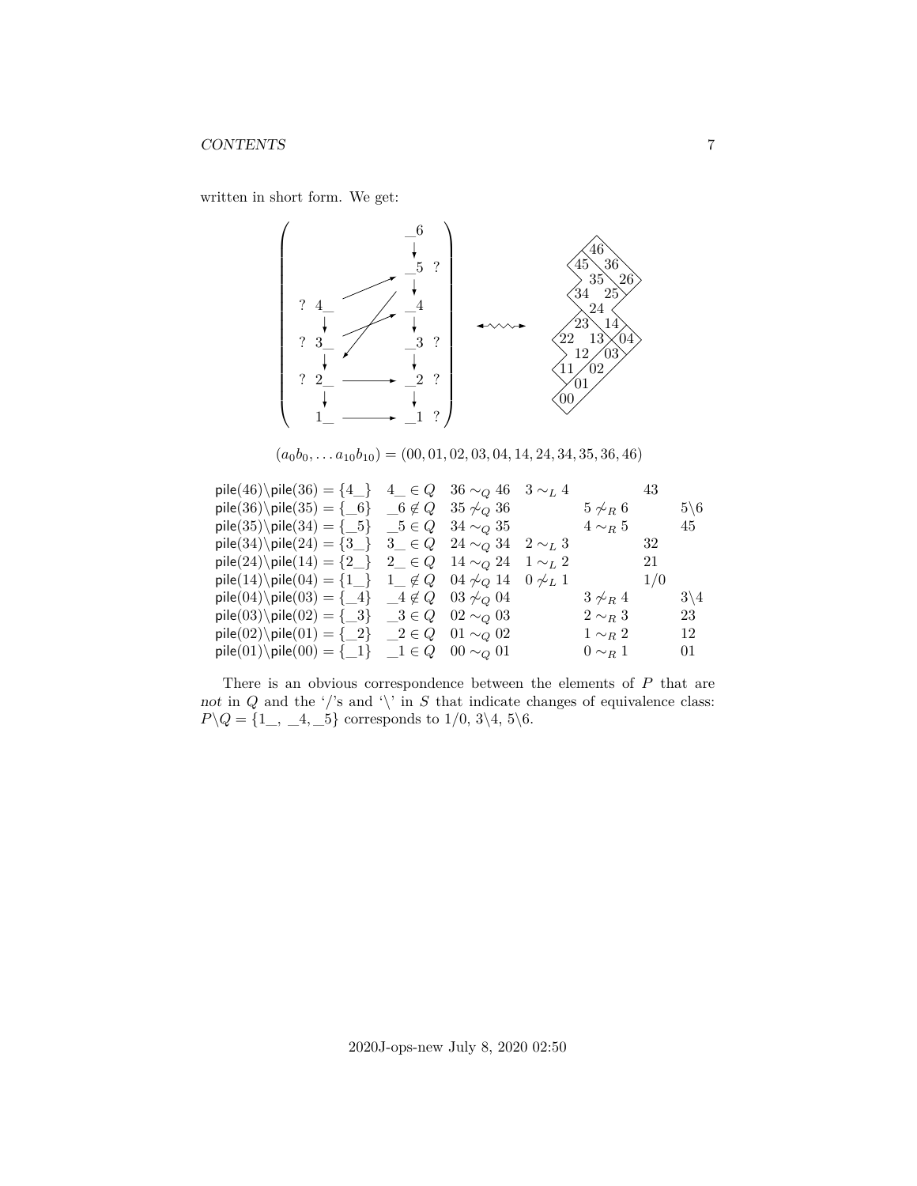written in short form. We get:

$$(a_0b_0, \dots a_{10}b_{10}) = (00, 01, 02, 03, 04, 14, 24, 34, 35, 36, 46)$$

| | | | | | | |
|---|---|---|---|---|---|---|
| $\mathsf{pile}(46)\backslash\mathsf{pile}(36) = \{4\_\}$ | $4\_ \in Q$ | $36 \sim_Q 46$ | $3 \sim_L 4$ | | $43$ | |
| $\mathsf{pile}(36)\backslash\mathsf{pile}(35) = \{\_6\}$ | $\_6 \notin Q$ | $35 \not\sim_Q 36$ | | $5 \not\sim_R 6$ | | $5\backslash 6$ |
| $\mathsf{pile}(35)\backslash\mathsf{pile}(34) = \{\_5\}$ | $\_5 \in Q$ | $34 \sim_Q 35$ | | $4 \sim_R 5$ | | $45$ |
| $\mathsf{pile}(34)\backslash\mathsf{pile}(24) = \{3\_\}$ | $3\_ \in Q$ | $24 \sim_Q 34$ | $2 \sim_L 3$ | | $32$ | |
| $\mathsf{pile}(24)\backslash\mathsf{pile}(14) = \{2\_\}$ | $2\_ \in Q$ | $14 \sim_Q 24$ | $1 \sim_L 2$ | | $21$ | |
| $\mathsf{pile}(14)\backslash\mathsf{pile}(04) = \{1\_\}$ | $1\_ \notin Q$ | $04 \not\sim_Q 14$ | $0 \not\sim_L 1$ | | $1/0$ | |
| $\mathsf{pile}(04)\backslash\mathsf{pile}(03) = \{\_4\}$ | $\_4 \notin Q$ | $03 \not\sim_Q 04$ | | $3 \not\sim_R 4$ | | $3\backslash 4$ |
| $\mathsf{pile}(03)\backslash\mathsf{pile}(02) = \{\_3\}$ | $\_3 \in Q$ | $02 \sim_Q 03$ | | $2 \sim_R 3$ | | $23$ |
| $\mathsf{pile}(02)\backslash\mathsf{pile}(01) = \{\_2\}$ | $\_2 \in Q$ | $01 \sim_Q 02$ | | $1 \sim_R 2$ | | $12$ |
| $\mathsf{pile}(01)\backslash\mathsf{pile}(00) = \{\_1\}$ | $\_1 \in Q$ | $00 \sim_Q 01$ | | $0 \sim_R 1$ | | $01$ |

There is an obvious correspondence between the elements of $P$ that are *not* in $Q$ and the '/'s and '\' in $S$ that indicate changes of equivalence class: $P\backslash Q = \{1\_,\ \_4, \_5\}$ corresponds to $1/0$, $3\backslash 4$, $5\backslash 6$.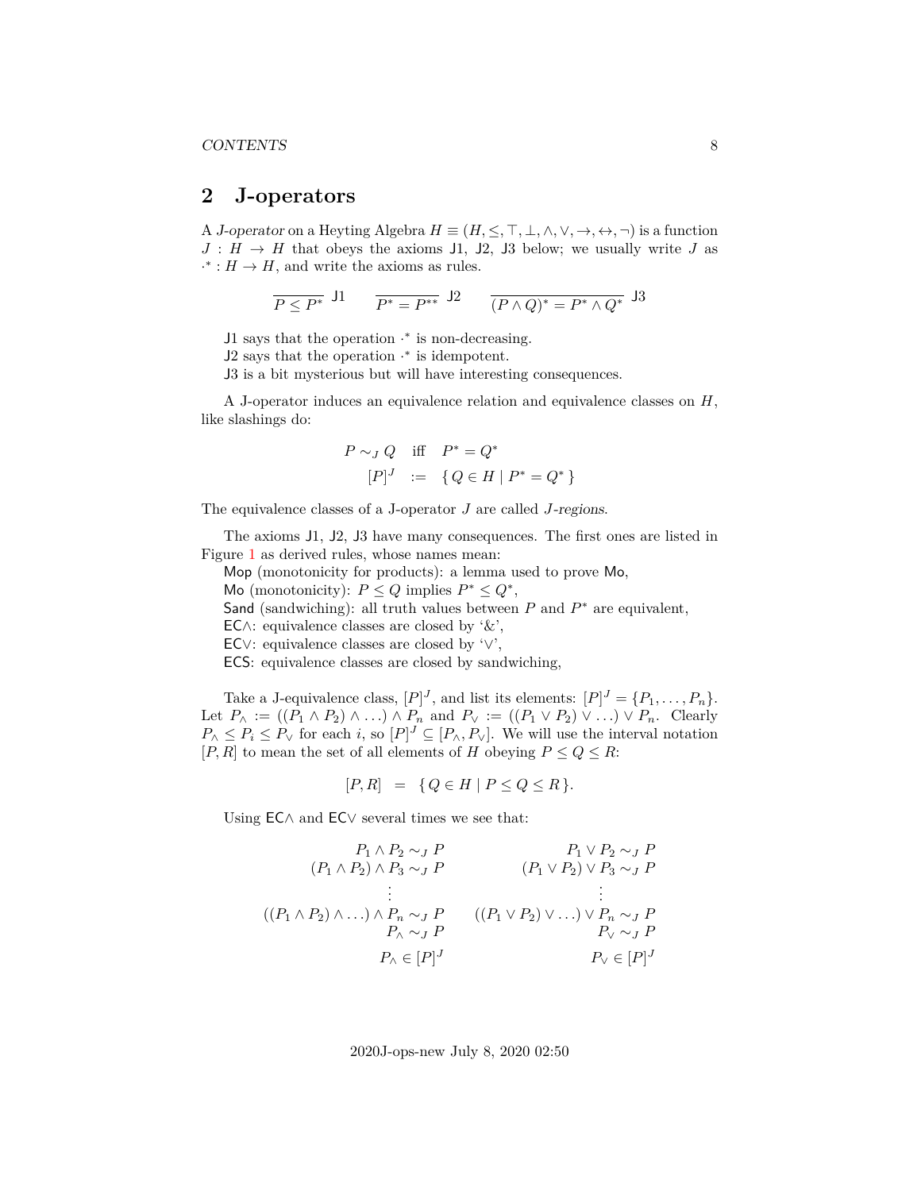## 2 J-operators

A *J-operator* on a Heyting Algebra $H \equiv (H, \leq, \top, \bot, \wedge, \vee, \to, \leftrightarrow, \neg)$ is a function $J : H \to H$ that obeys the axioms J1, J2, J3 below; we usually write $J$ as $\cdot^* : H \to H$, and write the axioms as rules.

$$\frac{}{P \leq P^*}\ \mathsf{J1} \qquad \frac{}{P^* = P^{**}}\ \mathsf{J2} \qquad \frac{}{(P \wedge Q)^* = P^* \wedge Q^*}\ \mathsf{J3}$$

J1 says that the operation $\cdot^*$ is non-decreasing.
J2 says that the operation $\cdot^*$ is idempotent.
J3 is a bit mysterious but will have interesting consequences.

A J-operator induces an equivalence relation and equivalence classes on $H$, like slashings do:

$$\begin{array}{rcl} P \sim_J Q & \text{iff} & P^* = Q^* \\ [P]^J & := & \{\, Q \in H \mid P^* = Q^* \,\} \end{array}$$

The equivalence classes of a J-operator $J$ are called *$J$-regions*.

The axioms J1, J2, J3 have many consequences. The first ones are listed in Figure 1 as derived rules, whose names mean:
Mop (monotonicity for products): a lemma used to prove Mo,
Mo (monotonicity): $P \leq Q$ implies $P^* \leq Q^*$,
Sand (sandwiching): all truth values between $P$ and $P^*$ are equivalent,
EC$\wedge$: equivalence classes are closed by '&',
EC$\vee$: equivalence classes are closed by '$\vee$',
ECS: equivalence classes are closed by sandwiching,

Take a J-equivalence class, $[P]^J$, and list its elements: $[P]^J = \{P_1, \ldots, P_n\}$. Let $P_\wedge := ((P_1 \wedge P_2) \wedge \ldots) \wedge P_n$ and $P_\vee := ((P_1 \vee P_2) \vee \ldots) \vee P_n$. Clearly $P_\wedge \leq P_i \leq P_\vee$ for each $i$, so $[P]^J \subseteq [P_\wedge, P_\vee]$. We will use the interval notation $[P, R]$ to mean the set of all elements of $H$ obeying $P \leq Q \leq R$:

$$[P, R] \;=\; \{\, Q \in H \mid P \leq Q \leq R \,\}.$$

Using EC$\wedge$ and EC$\vee$ several times we see that:

$$\begin{array}{rr} P_1 \wedge P_2 \sim_J P & P_1 \vee P_2 \sim_J P \\ (P_1 \wedge P_2) \wedge P_3 \sim_J P & (P_1 \vee P_2) \vee P_3 \sim_J P \\ \vdots & \vdots \\ ((P_1 \wedge P_2) \wedge \ldots) \wedge P_n \sim_J P & ((P_1 \vee P_2) \vee \ldots) \vee P_n \sim_J P \\ P_\wedge \sim_J P & P_\vee \sim_J P \\ P_\wedge \in [P]^J & P_\vee \in [P]^J \end{array}$$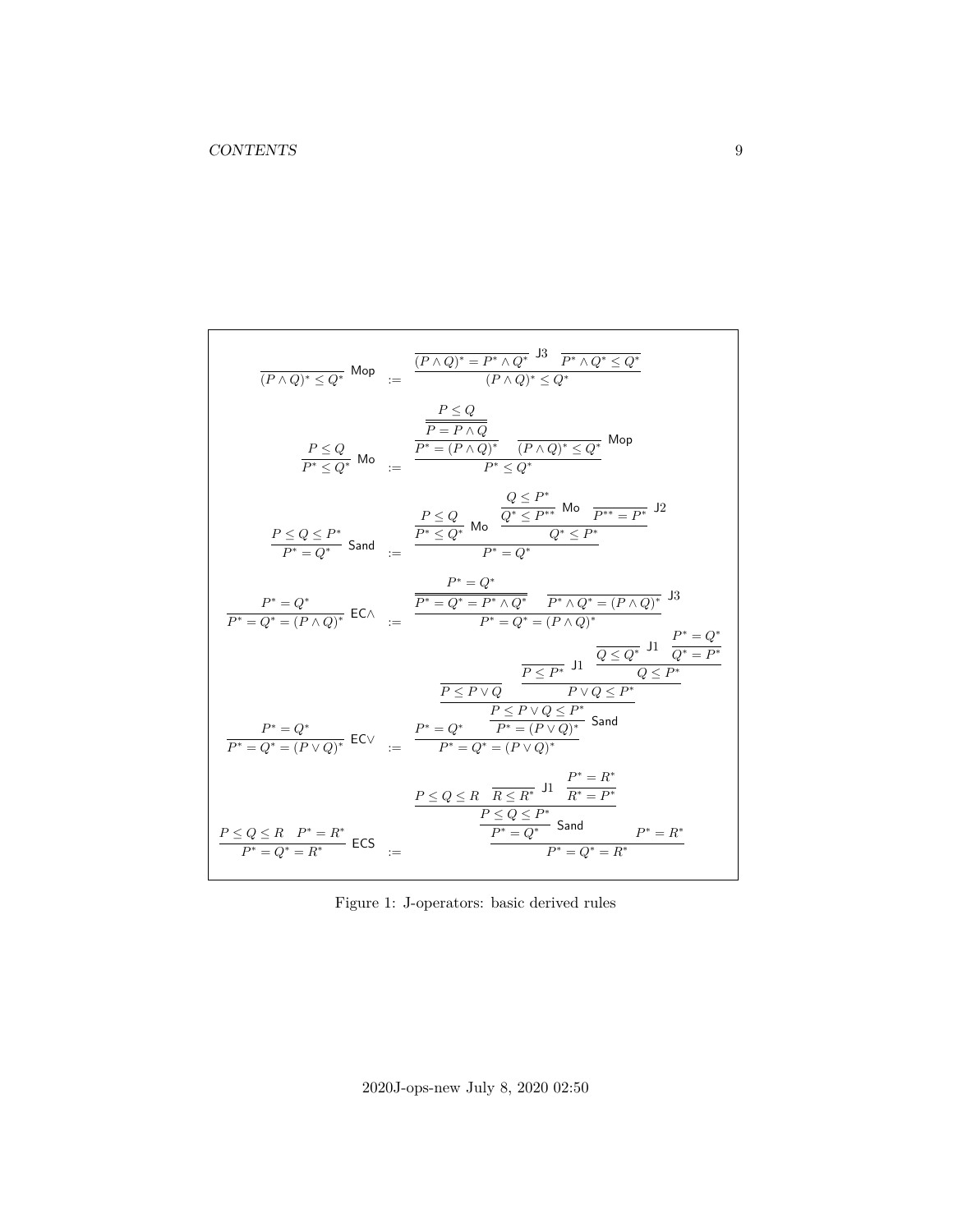$$\dfrac{}{(P\wedge Q)^* \leq Q^*}\ \mathsf{Mop} \quad := \quad \dfrac{\dfrac{}{(P\wedge Q)^* = P^* \wedge Q^*}\ \mathrm{J3} \quad \dfrac{}{P^*\wedge Q^* \leq Q^*}}{(P\wedge Q)^* \leq Q^*}$$

$$\dfrac{P \leq Q}{P^* \leq Q^*}\ \mathsf{Mo} \quad := \quad \dfrac{\dfrac{\dfrac{P \leq Q}{P = P\wedge Q}}{P^* = (P\wedge Q)^*} \quad \dfrac{}{(P\wedge Q)^* \leq Q^*}\ \mathsf{Mop}}{P^* \leq Q^*}$$

$$\dfrac{P \leq Q \leq P^*}{P^* = Q^*}\ \mathsf{Sand} \quad := \quad \dfrac{\dfrac{P \leq Q}{P^* \leq Q^*}\ \mathsf{Mo} \quad \dfrac{\dfrac{Q \leq P^*}{Q^* \leq P^{**}}\ \mathsf{Mo} \quad \dfrac{}{P^{**} = P^*}\ \mathrm{J2}}{Q^* \leq P^*}}{P^* = Q^*}$$

$$\dfrac{P^* = Q^*}{P^* = Q^* = (P\wedge Q)^*}\ \mathsf{EC}\wedge \quad := \quad \dfrac{\dfrac{P^* = Q^*}{P^* = Q^* = P^* \wedge Q^*} \quad \dfrac{}{P^*\wedge Q^* = (P\wedge Q)^*}\ \mathrm{J3}}{P^* = Q^* = (P\wedge Q)^*}$$

$$\dfrac{P^* = Q^*}{P^* = Q^* = (P\vee Q)^*}\ \mathsf{EC}\vee \quad := \quad \dfrac{P^* = Q^* \quad \dfrac{\dfrac{\dfrac{}{P \leq P\vee Q} \quad \dfrac{\dfrac{}{P \leq P^*}\ \mathrm{J1} \quad \dfrac{\dfrac{}{Q \leq Q^*}\ \mathrm{J1} \quad \dfrac{P^* = Q^*}{Q^* = P^*}}{Q \leq P^*}}{P\vee Q \leq P^*}}{P \leq P\vee Q \leq P^*}}{P^* = (P\vee Q)^*}\ \mathsf{Sand}}{P^* = Q^* = (P\vee Q)^*}$$

$$\dfrac{P \leq Q \leq R \quad P^* = R^*}{P^* = Q^* = R^*}\ \mathsf{ECS} \quad := \quad \dfrac{\dfrac{\dfrac{P \leq Q \leq R \quad \dfrac{}{R \leq R^*}\ \mathrm{J1} \quad \dfrac{P^* = R^*}{R^* = P^*}}{P \leq Q \leq P^*}}{P^* = Q^*}\ \mathsf{Sand} \quad P^* = R^*}{P^* = Q^* = R^*}$$

Figure 1: J-operators: basic derived rules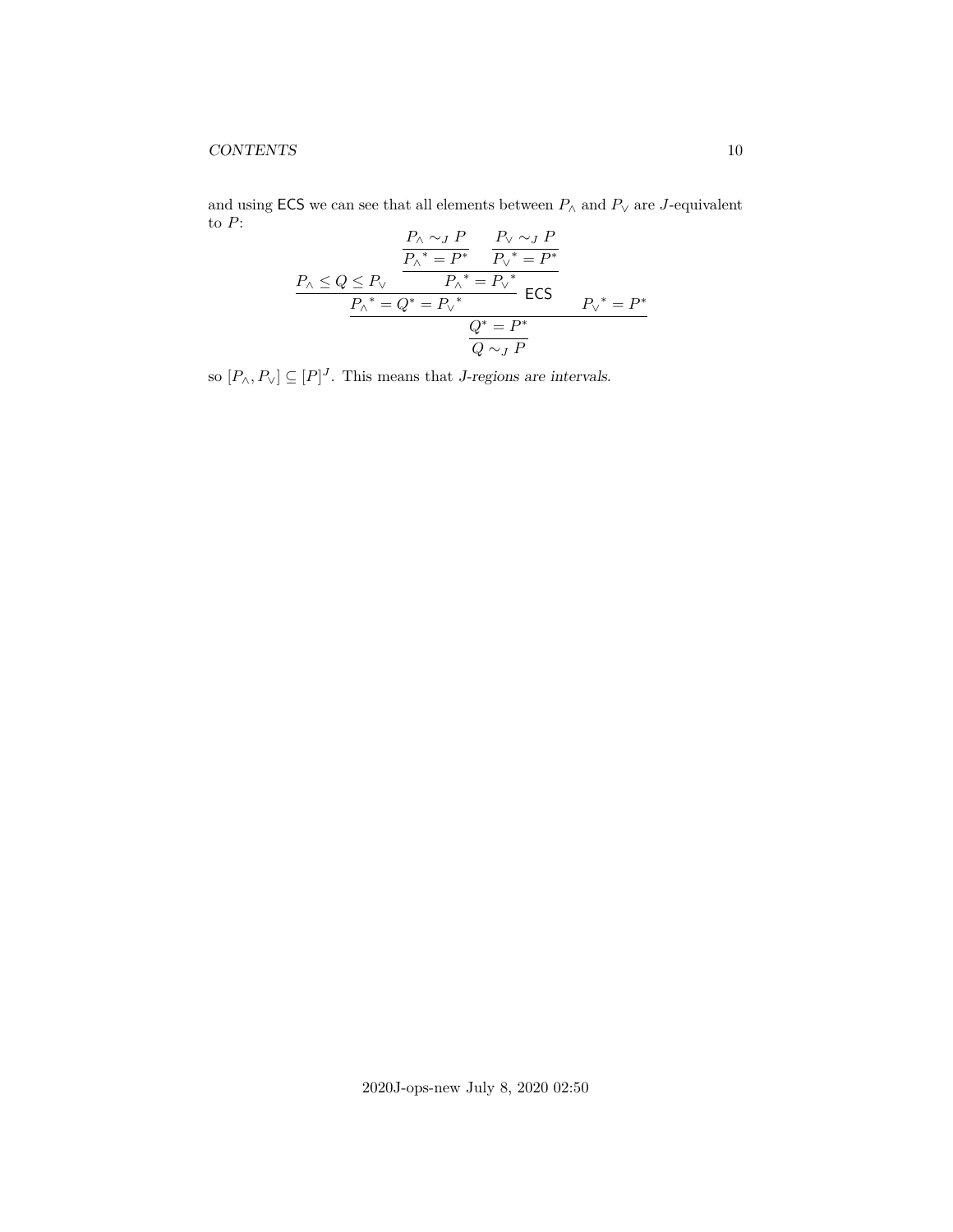and using $\mathsf{ECS}$ we can see that all elements between $P_\wedge$ and $P_\vee$ are $J$-equivalent to $P$:

$$
\dfrac{\dfrac{P_\wedge \le Q \le P_\vee \qquad \dfrac{\dfrac{P_\wedge \sim_J P}{{P_\wedge}^* = P^*} \qquad \dfrac{P_\vee \sim_J P}{{P_\vee}^* = P^*}}{{P_\wedge}^* = {P_\vee}^*}}{{P_\wedge}^* = Q^* = {P_\vee}^*}\ \mathsf{ECS} \qquad {P_\vee}^* = P^*}{\dfrac{Q^* = P^*}{Q \sim_J P}}
$$

so $[P_\wedge, P_\vee] \subseteq [P]^J$. This means that *$J$-regions are intervals*.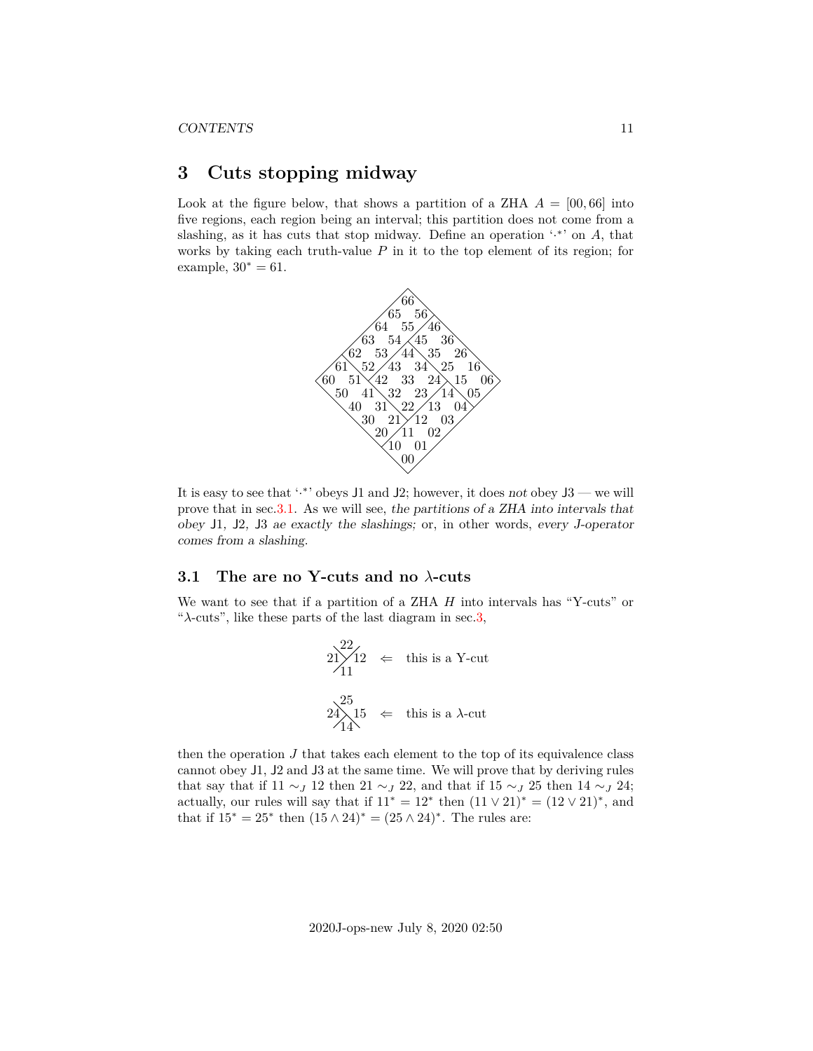# 3 Cuts stopping midway

Look at the figure below, that shows a partition of a ZHA $A = [00, 66]$ into five regions, each region being an interval; this partition does not come from a slashing, as it has cuts that stop midway. Define an operation '$\cdot^*$' on $A$, that works by taking each truth-value $P$ in it to the top element of its region; for example, $30^* = 61$.

```
                66
              65  56
            64  55 /46
          63  54 /45  36
        62  53 /44 \35  26
      61 \52 /43  34 \25  16
    60  51 \42  33  24 \15  06
      50  41 \32  23 /14 \05
        40  31 \22 /13  04
          30  21 /12  03
            20 /11  02
              10  01
                00
```

It is easy to see that '$\cdot^*$' obeys J1 and J2; however, it does *not* obey J3 — we will prove that in sec.3.1. As we will see, *the partitions of a ZHA into intervals that obey* J1, J2, J3 *ae exactly the slashings;* or, in other words, *every J-operator comes from a slashing*.

## 3.1 The are no Y-cuts and no λ-cuts

We want to see that if a partition of a ZHA $H$ into intervals has "Y-cuts" or "λ-cuts", like these parts of the last diagram in sec.3,

```
  22
21 X 12   ⇐  this is a Y-cut
 /11

  25
24 \ 15   ⇐  this is a λ-cut
 /14 \
```

then the operation $J$ that takes each element to the top of its equivalence class cannot obey J1, J2 and J3 at the same time. We will prove that by deriving rules that say that if $11 \sim_J 12$ then $21 \sim_J 22$, and that if $15 \sim_J 25$ then $14 \sim_J 24$; actually, our rules will say that if $11^* = 12^*$ then $(11 \vee 21)^* = (12 \vee 21)^*$, and that if $15^* = 25^*$ then $(15 \wedge 24)^* = (25 \wedge 24)^*$. The rules are: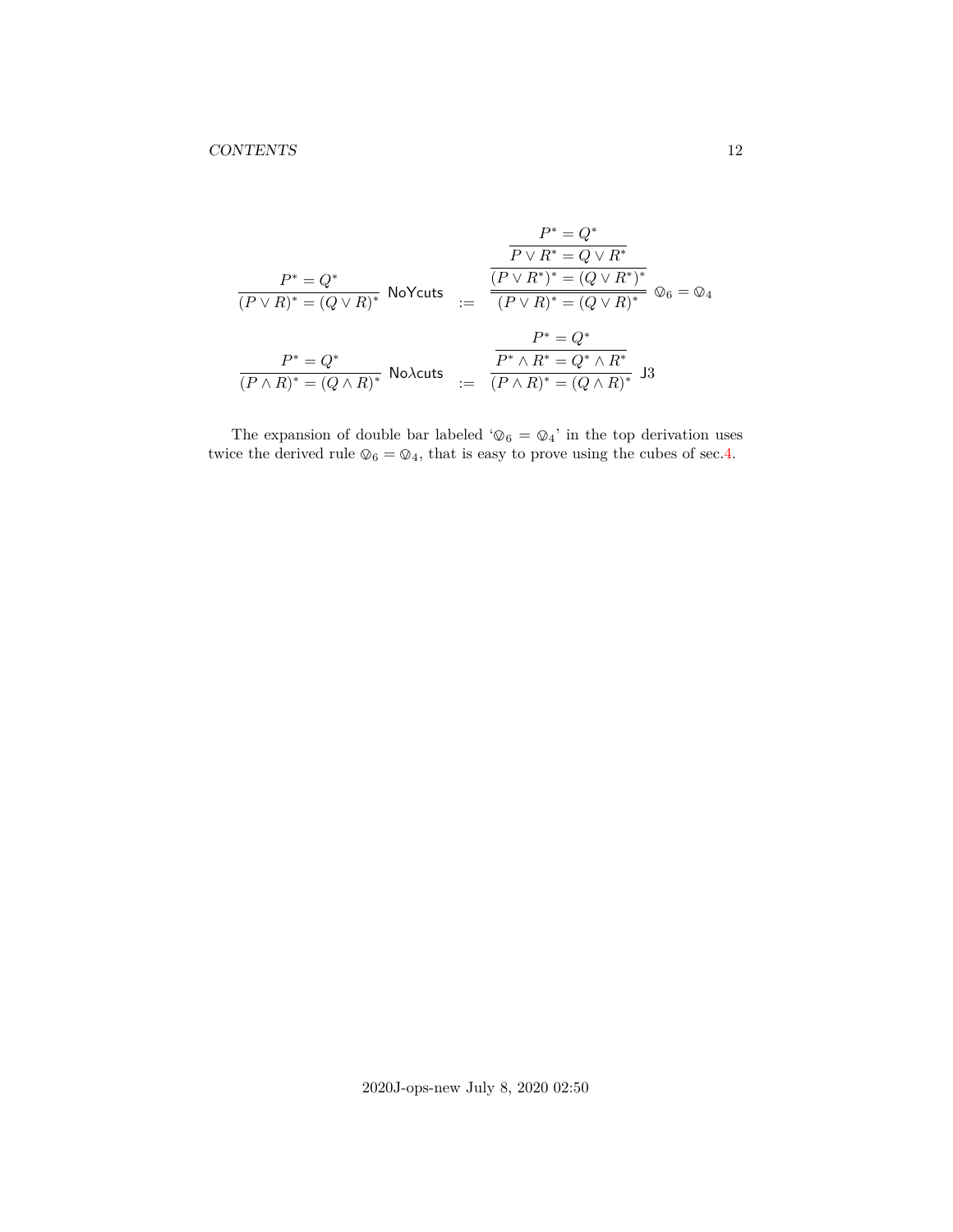$$
\dfrac{P^* = Q^*}{(P \vee R)^* = (Q \vee R)^*}\ \textsf{NoYcuts} \quad := \quad \dfrac{\dfrac{\dfrac{P^* = Q^*}{P \vee R^* = Q \vee R^*}}{(P \vee R^*)^* = (Q \vee R^*)^*}}{\overline{\overline{(P \vee R)^* = (Q \vee R)^*}}}\ \otimes_6 = \otimes_4
$$

$$
\dfrac{P^* = Q^*}{(P \wedge R)^* = (Q \wedge R)^*}\ \textsf{No}\lambda\textsf{cuts} \quad := \quad \dfrac{\dfrac{P^* = Q^*}{P^* \wedge R^* = Q^* \wedge R^*}}{(P \wedge R)^* = (Q \wedge R)^*}\ \textsf{J3}
$$

The expansion of double bar labeled '$\otimes_6 = \otimes_4$' in the top derivation uses twice the derived rule $\otimes_6 = \otimes_4$, that is easy to prove using the cubes of sec.4.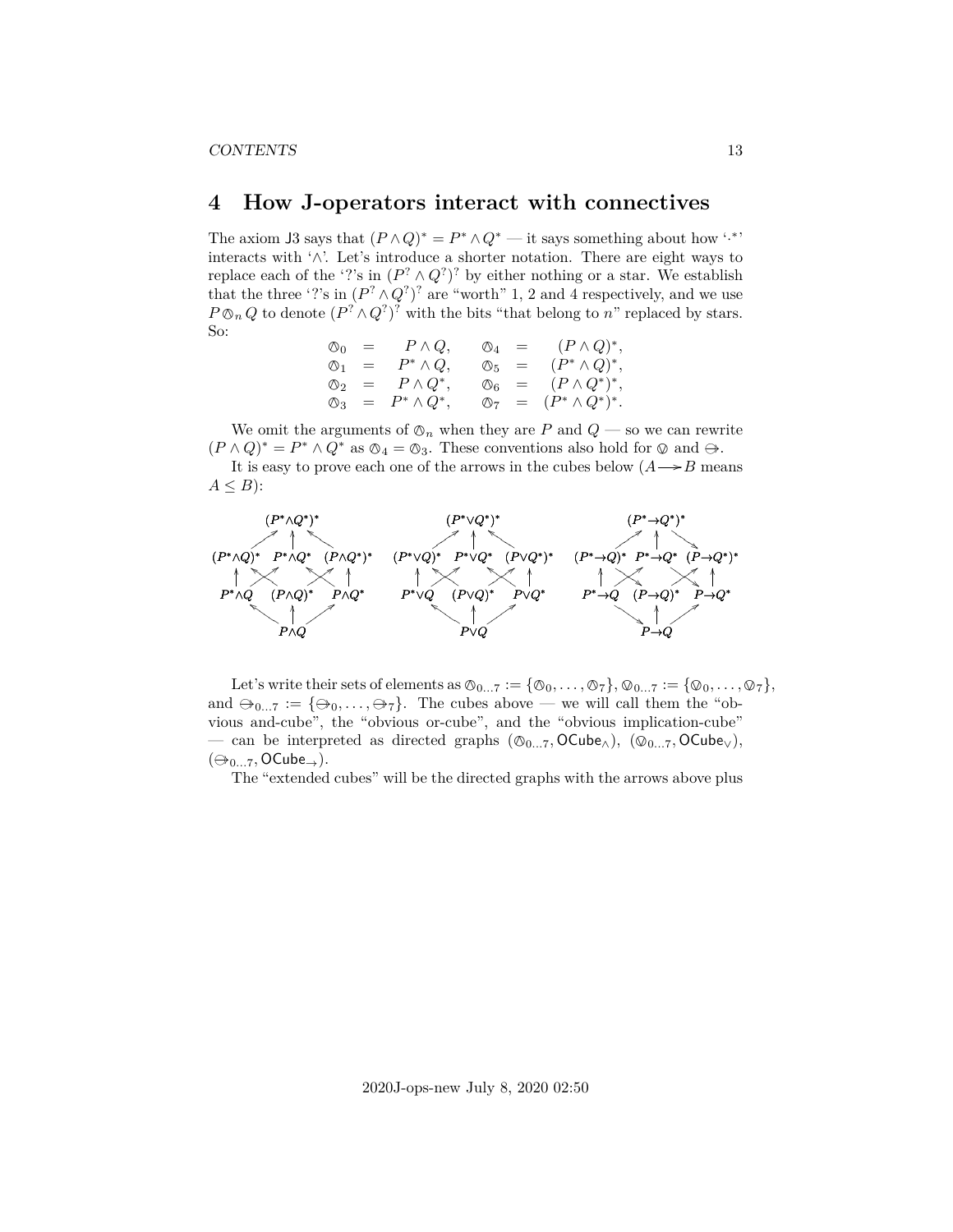# 4 How J-operators interact with connectives

The axiom J3 says that $(P \wedge Q)^* = P^* \wedge Q^*$ — it says something about how '$\cdot^*$' interacts with '$\wedge$'. Let's introduce a shorter notation. There are eight ways to replace each of the '?'s in $(P^? \wedge Q^?)^?$ by either nothing or a star. We establish that the three '?'s in $(P^? \wedge Q^?)^?$ are "worth" 1, 2 and 4 respectively, and we use $P \owedge_n Q$ to denote $(P^? \wedge Q^?)^?$ with the bits "that belong to $n$" replaced by stars. So:

$$
\begin{array}{rclrcl}
\owedge_0 &=& P \wedge Q, & \owedge_4 &=& (P \wedge Q)^*, \\
\owedge_1 &=& P^* \wedge Q, & \owedge_5 &=& (P^* \wedge Q)^*, \\
\owedge_2 &=& P \wedge Q^*, & \owedge_6 &=& (P \wedge Q^*)^*, \\
\owedge_3 &=& P^* \wedge Q^*, & \owedge_7 &=& (P^* \wedge Q^*)^*.
\end{array}
$$

We omit the arguments of $\owedge_n$ when they are $P$ and $Q$ — so we can rewrite $(P \wedge Q)^* = P^* \wedge Q^*$ as $\owedge_4 = \owedge_3$. These conventions also hold for $\ovee$ and $\ominus$.

It is easy to prove each one of the arrows in the cubes below ($A \longrightarrow B$ means $A \leq B$):

$$
\begin{array}{ccc}
\text{top: } (P^* \wedge Q^*)^* & \text{top: } (P^* \vee Q^*)^* & \text{top: } (P^* \to Q^*)^* \\
(P^* \wedge Q)^* \quad P^* \wedge Q^* \quad (P \wedge Q^*)^* & (P^* \vee Q)^* \quad P^* \vee Q^* \quad (P \vee Q^*)^* & (P^* \to Q)^* \quad P^* \to Q^* \quad (P \to Q^*)^* \\
P^* \wedge Q \quad (P \wedge Q)^* \quad P \wedge Q^* & P^* \vee Q \quad (P \vee Q)^* \quad P \vee Q^* & P^* \to Q \quad (P \to Q)^* \quad P \to Q^* \\
\text{bottom: } P \wedge Q & \text{bottom: } P \vee Q & \text{bottom: } P \to Q
\end{array}
$$

Let's write their sets of elements as $\owedge_{0...7} := \{\owedge_0, \ldots, \owedge_7\}$, $\ovee_{0...7} := \{\ovee_0, \ldots, \ovee_7\}$, and $\ominus_{0...7} := \{\ominus_0, \ldots, \ominus_7\}$. The cubes above — we will call them the "obvious and-cube", the "obvious or-cube", and the "obvious implication-cube" — can be interpreted as directed graphs $(\owedge_{0...7}, \mathsf{OCube}_\wedge)$, $(\ovee_{0...7}, \mathsf{OCube}_\vee)$, $(\ominus_{0...7}, \mathsf{OCube}_\to)$.

The "extended cubes" will be the directed graphs with the arrows above plus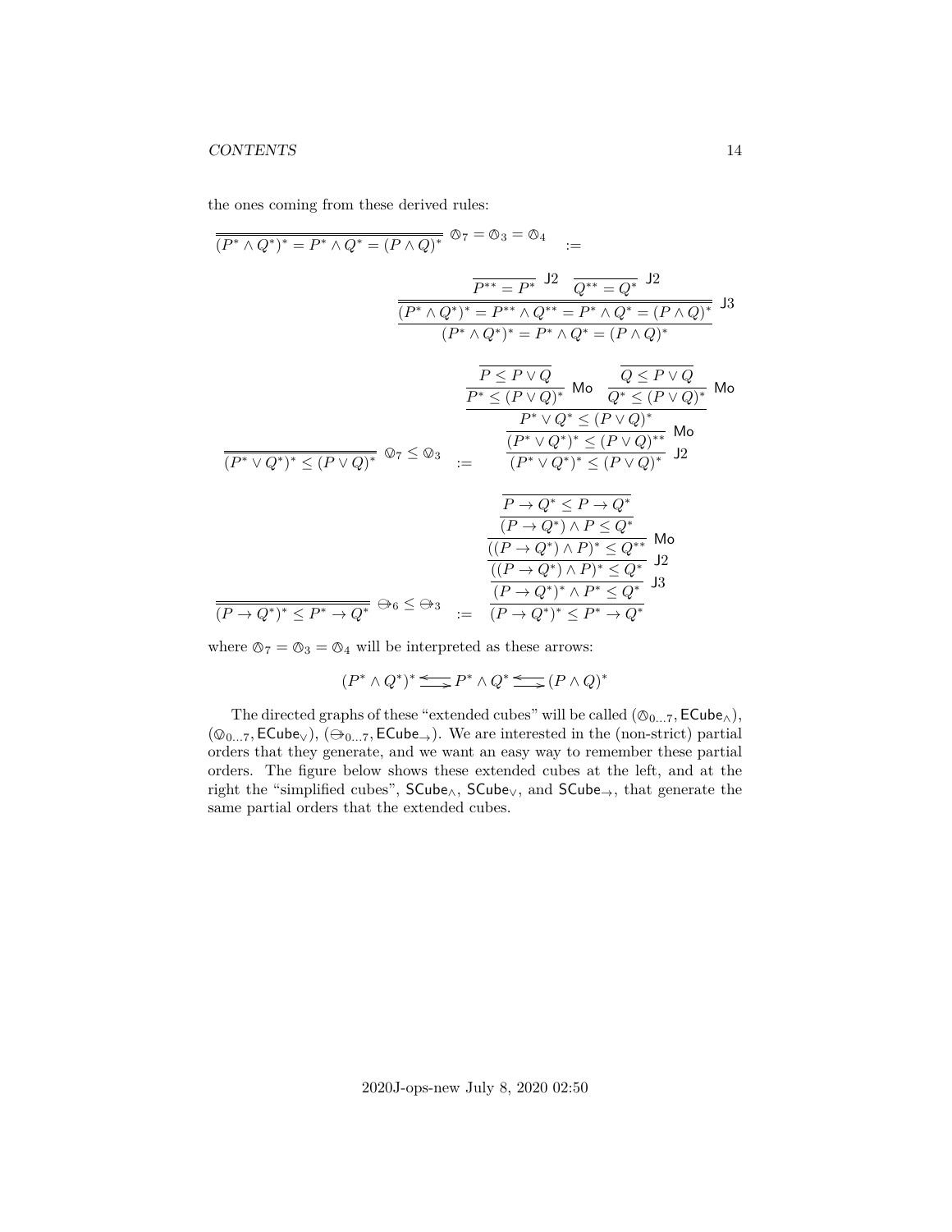the ones coming from these derived rules:

$$
\dfrac{}{\overline{(P^* \land Q^*)^* = P^* \land Q^* = (P \land Q)^*}} \; \textcircled{\scriptsize$\land$}_7 = \textcircled{\scriptsize$\land$}_3 = \textcircled{\scriptsize$\land$}_4 \quad := \quad \dfrac{\dfrac{\dfrac{}{P^{**} = P^*}\,\mathsf{J2} \quad \dfrac{}{Q^{**} = Q^*}\,\mathsf{J2}}{\overline{(P^* \land Q^*)^* = P^{**} \land Q^{**} = P^* \land Q^* = (P \land Q)^*}}\,\mathsf{J3}}{(P^* \land Q^*)^* = P^* \land Q^* = (P \land Q)^*}
$$

$$
\dfrac{}{\overline{(P^* \lor Q^*)^* \leq (P \lor Q)^*}} \; \textcircled{\scriptsize$\lor$}_7 \leq \textcircled{\scriptsize$\lor$}_3 \quad := \quad \dfrac{\dfrac{\dfrac{\dfrac{\dfrac{}{P \leq P \lor Q}}{P^* \leq (P \lor Q)^*}\,\mathsf{Mo} \quad \dfrac{\dfrac{}{Q \leq P \lor Q}}{Q^* \leq (P \lor Q)^*}\,\mathsf{Mo}}{P^* \lor Q^* \leq (P \lor Q)^*}}{(P^* \lor Q^*)^* \leq (P \lor Q)^{**}}\,\mathsf{Mo}}{(P^* \lor Q^*)^* \leq (P \lor Q)^*}\,\mathsf{J2}
$$

$$
\dfrac{}{\overline{(P \to Q^*)^* \leq P^* \to Q^*}} \; \ominus_6 \leq \ominus_3 \quad := \quad \dfrac{\dfrac{\dfrac{\dfrac{\dfrac{\dfrac{}{P \to Q^* \leq P \to Q^*}}{(P \to Q^*) \land P \leq Q^*}}{((P \to Q^*) \land P)^* \leq Q^{**}}\,\mathsf{Mo}}{((P \to Q^*) \land P)^* \leq Q^*}\,\mathsf{J2}}{(P \to Q^*)^* \land P^* \leq Q^*}\,\mathsf{J3}}{(P \to Q^*)^* \leq P^* \to Q^*}
$$

where $\textcircled{\scriptsize$\land$}_7 = \textcircled{\scriptsize$\land$}_3 = \textcircled{\scriptsize$\land$}_4$ will be interpreted as these arrows:

$$
(P^* \land Q^*)^* \rightleftarrows P^* \land Q^* \rightleftarrows (P \land Q)^*
$$

The directed graphs of these "extended cubes" will be called $(\textcircled{\scriptsize$\land$}_{0\ldots7}, \mathsf{ECube}_\land)$, $(\textcircled{\scriptsize$\lor$}_{0\ldots7}, \mathsf{ECube}_\lor)$, $(\ominus_{0\ldots7}, \mathsf{ECube}_\to)$. We are interested in the (non-strict) partial orders that they generate, and we want an easy way to remember these partial orders. The figure below shows these extended cubes at the left, and at the right the "simplified cubes", $\mathsf{SCube}_\land$, $\mathsf{SCube}_\lor$, and $\mathsf{SCube}_\to$, that generate the same partial orders that the extended cubes.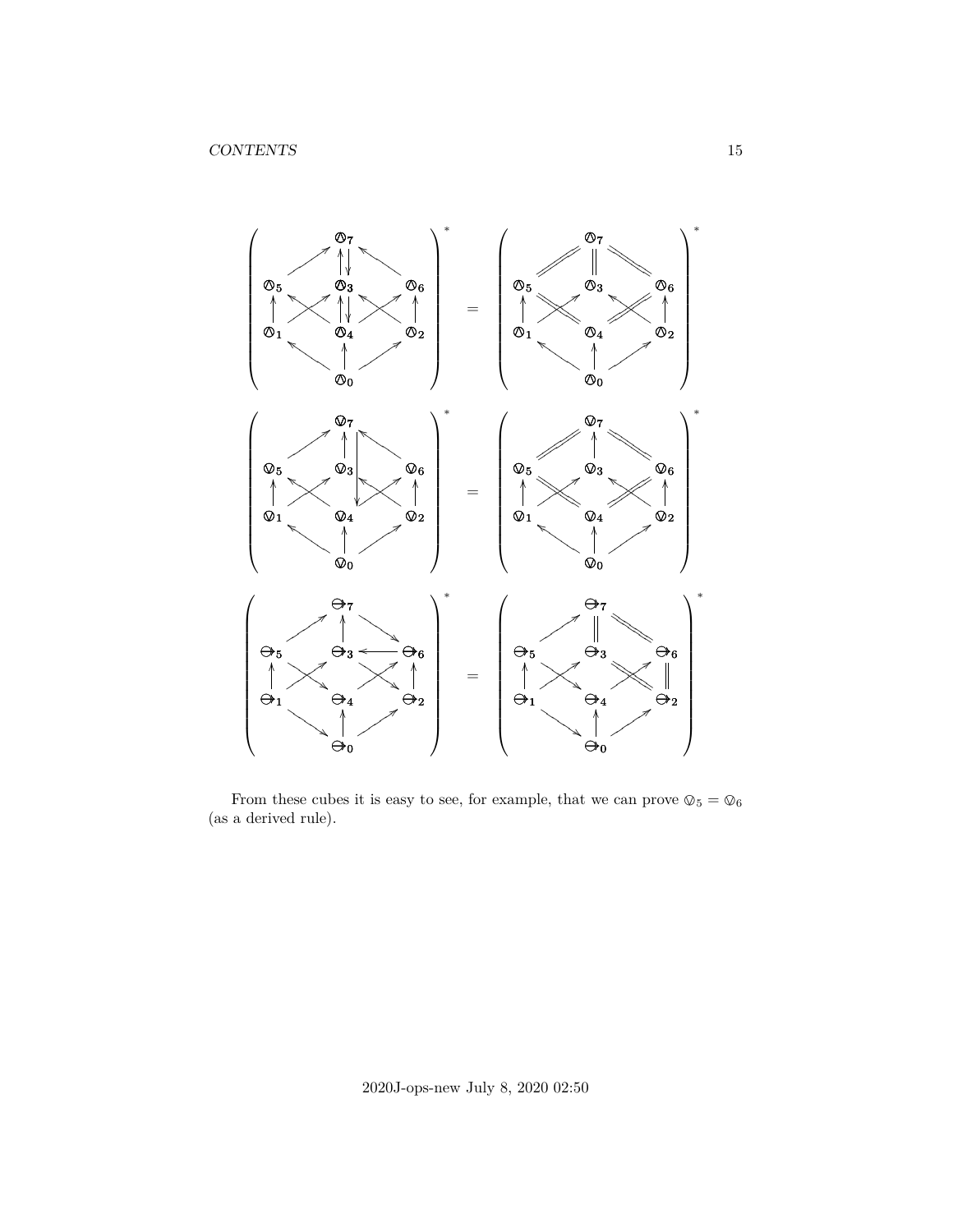From these cubes it is easy to see, for example, that we can prove $\oslash_5 = \oslash_6$ (as a derived rule).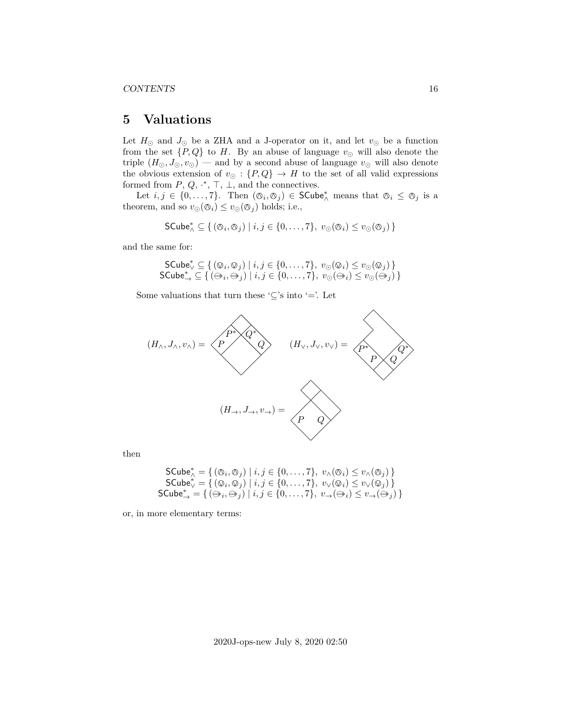# 5 Valuations

Let $H_\odot$ and $J_\odot$ be a ZHA and a J-operator on it, and let $v_\odot$ be a function from the set $\{P, Q\}$ to $H$. By an abuse of language $v_\odot$ will also denote the triple $(H_\odot, J_\odot, v_\odot)$ — and by a second abuse of language $v_\odot$ will also denote the obvious extension of $v_\odot : \{P, Q\} \to H$ to the set of all valid expressions formed from $P$, $Q$, $\cdot^*$, $\top$, $\bot$, and the connectives.

Let $i, j \in \{0, \ldots, 7\}$. Then $(\oslash_i, \oslash_j) \in \mathsf{SCube}^*_\wedge$ means that $\oslash_i \leq \oslash_j$ is a theorem, and so $v_\odot(\oslash_i) \leq v_\odot(\oslash_j)$ holds; i.e.,

$$\mathsf{SCube}^*_\wedge \subseteq \{ (\oslash_i, \oslash_j) \mid i, j \in \{0, \ldots, 7\},\ v_\odot(\oslash_i) \leq v_\odot(\oslash_j) \}$$

and the same for:

$$\begin{array}{c}\mathsf{SCube}^*_\vee \subseteq \{ (\oslash_i, \oslash_j) \mid i, j \in \{0, \ldots, 7\},\ v_\odot(\oslash_i) \leq v_\odot(\oslash_j) \} \\ \mathsf{SCube}^*_\to \subseteq \{ (\ominus_i, \ominus_j) \mid i, j \in \{0, \ldots, 7\},\ v_\odot(\ominus_i) \leq v_\odot(\ominus_j) \}\end{array}$$

Some valuations that turn these '$\subseteq$'s into '$=$'. Let

$(H_\wedge, J_\wedge, v_\wedge) =$ [diagram with $P^*$, $Q^*$, $P$, $Q$] $\qquad (H_\vee, J_\vee, v_\vee) =$ [diagram with $P^*$, $Q^*$, $P$, $Q$]

$(H_\to, J_\to, v_\to) =$ [diagram with $P$, $Q$]

then

$$\begin{array}{c}\mathsf{SCube}^*_\wedge = \{ (\oslash_i, \oslash_j) \mid i, j \in \{0, \ldots, 7\},\ v_\wedge(\oslash_i) \leq v_\wedge(\oslash_j) \} \\ \mathsf{SCube}^*_\vee = \{ (\oslash_i, \oslash_j) \mid i, j \in \{0, \ldots, 7\},\ v_\vee(\oslash_i) \leq v_\vee(\oslash_j) \} \\ \mathsf{SCube}^*_\to = \{ (\ominus_i, \ominus_j) \mid i, j \in \{0, \ldots, 7\},\ v_\to(\ominus_i) \leq v_\to(\ominus_j) \}\end{array}$$

or, in more elementary terms: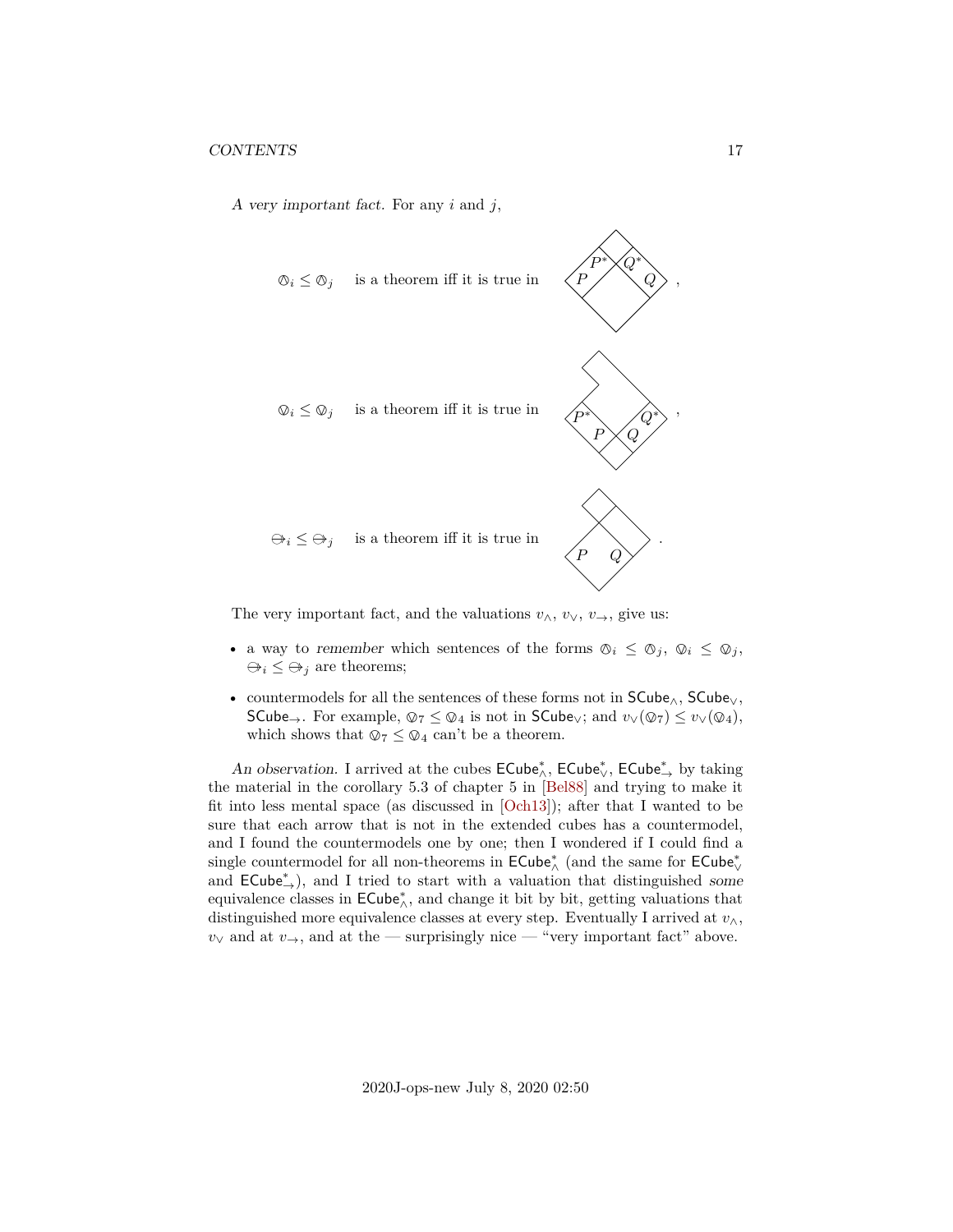*A very important fact.* For any $i$ and $j$,

$\varowedge_i \leq \varowedge_j$ is a theorem iff it is true in [diagram with regions $P^*$, $Q^*$, $P$, $Q$],

$\varovee_i \leq \varovee_j$ is a theorem iff it is true in [diagram with regions $P^*$, $Q^*$, $P$, $Q$],

$\ominus\!\!\!\rightarrow_i \leq \ominus\!\!\!\rightarrow_j$ is a theorem iff it is true in [diagram with regions $P$, $Q$].

The very important fact, and the valuations $v_\land$, $v_\lor$, $v_\to$, give us:

- a way to *remember* which sentences of the forms $\varowedge_i \leq \varowedge_j$, $\varovee_i \leq \varovee_j$, $\ominus\!\!\!\rightarrow_i \leq \ominus\!\!\!\rightarrow_j$ are theorems;
- countermodels for all the sentences of these forms not in $\mathsf{SCube}_\land$, $\mathsf{SCube}_\lor$, $\mathsf{SCube}_\to$. For example, $\varovee_7 \leq \varovee_4$ is not in $\mathsf{SCube}_\lor$; and $v_\lor(\varovee_7) \not\leq v_\lor(\varovee_4)$, which shows that $\varovee_7 \leq \varovee_4$ can't be a theorem.

*An observation.* I arrived at the cubes $\mathsf{ECube}^*_\land$, $\mathsf{ECube}^*_\lor$, $\mathsf{ECube}^*_\to$ by taking the material in the corollary 5.3 of chapter 5 in [Bel88] and trying to make it fit into less mental space (as discussed in [Och13]); after that I wanted to be sure that each arrow that is not in the extended cubes has a countermodel, and I found the countermodels one by one; then I wondered if I could find a single countermodel for all non-theorems in $\mathsf{ECube}^*_\land$ (and the same for $\mathsf{ECube}^*_\lor$ and $\mathsf{ECube}^*_\to$), and I tried to start with a valuation that distinguished *some* equivalence classes in $\mathsf{ECube}^*_\land$, and change it bit by bit, getting valuations that distinguished more equivalence classes at every step. Eventually I arrived at $v_\land$, $v_\lor$ and at $v_\to$, and at the — surprisingly nice — "very important fact" above.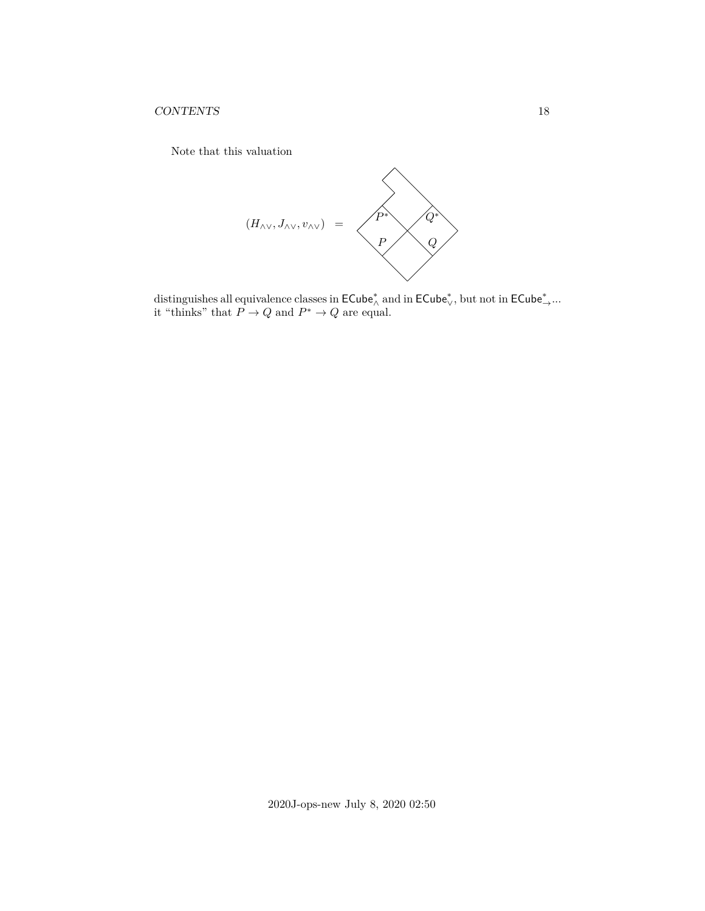Note that this valuation

$$(H_{\wedge\vee}, J_{\wedge\vee}, v_{\wedge\vee}) \quad = $$

distinguishes all equivalence classes in $\mathsf{ECube}^*_\wedge$ and in $\mathsf{ECube}^*_\vee$, but not in $\mathsf{ECube}^*_\to$... it "thinks" that $P \to Q$ and $P^* \to Q$ are equal.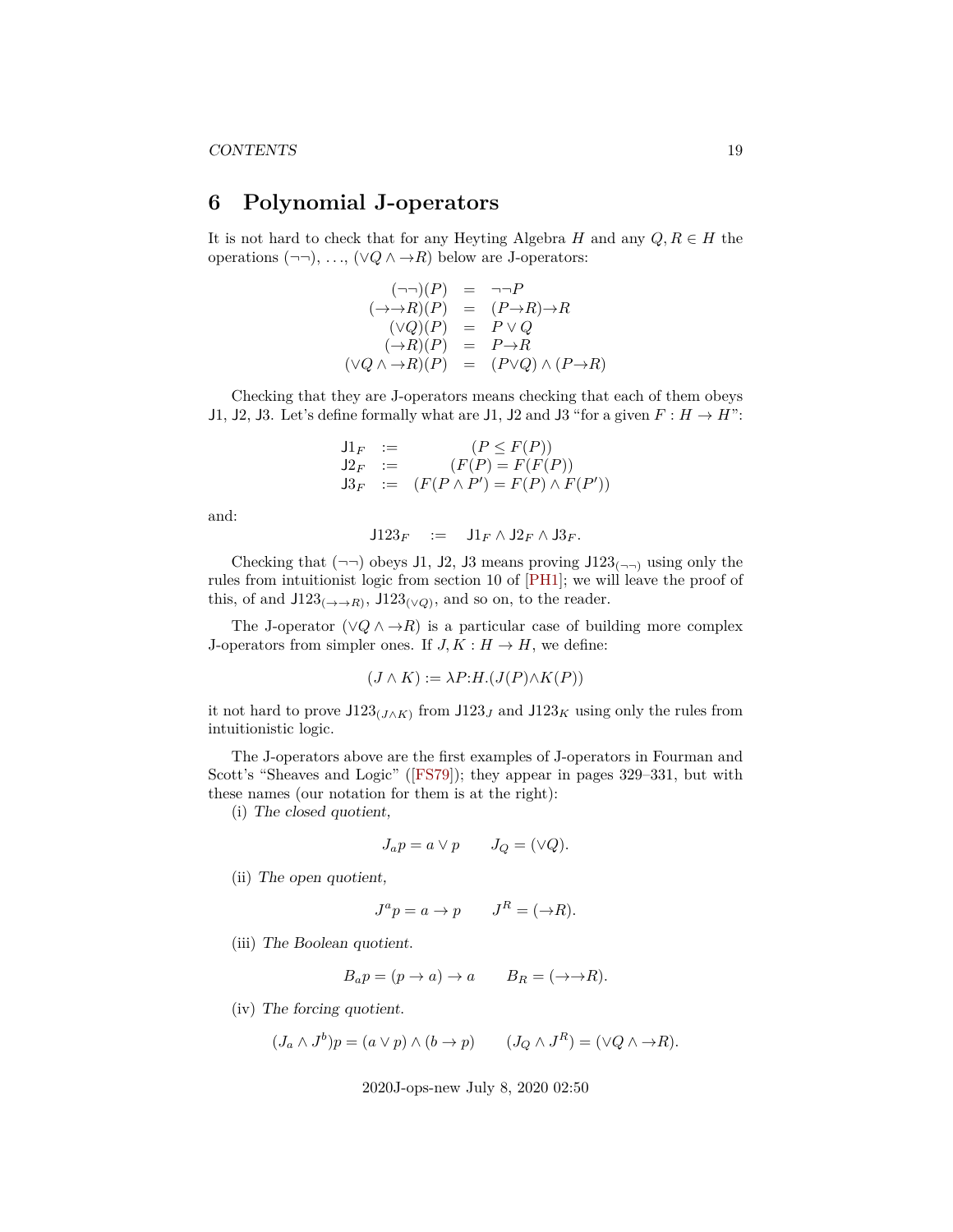# 6 Polynomial J-operators

It is not hard to check that for any Heyting Algebra $H$ and any $Q, R \in H$ the operations $(\neg\neg)$, ..., $(\vee Q \wedge \to R)$ below are J-operators:

$$
\begin{array}{rcl}
(\neg\neg)(P) & = & \neg\neg P \\
(\to\to R)(P) & = & (P \to R) \to R \\
(\vee Q)(P) & = & P \vee Q \\
(\to R)(P) & = & P \to R \\
(\vee Q \wedge \to R)(P) & = & (P \vee Q) \wedge (P \to R)
\end{array}
$$

Checking that they are J-operators means checking that each of them obeys J1, J2, J3. Let's define formally what are J1, J2 and J3 "for a given $F : H \to H$":

$$
\begin{array}{rcl}
\mathsf{J1}_F & := & (P \leq F(P)) \\
\mathsf{J2}_F & := & (F(P) = F(F(P)) \\
\mathsf{J3}_F & := & (F(P \wedge P') = F(P) \wedge F(P'))
\end{array}
$$

and:

$$
\mathsf{J123}_F \quad := \quad \mathsf{J1}_F \wedge \mathsf{J2}_F \wedge \mathsf{J3}_F.
$$

Checking that $(\neg\neg)$ obeys J1, J2, J3 means proving $\mathsf{J123}_{(\neg\neg)}$ using only the rules from intuitionist logic from section 10 of [PH1]; we will leave the proof of this, of and $\mathsf{J123}_{(\to\to R)}$, $\mathsf{J123}_{(\vee Q)}$, and so on, to the reader.

The J-operator $(\vee Q \wedge \to R)$ is a particular case of building more complex J-operators from simpler ones. If $J, K : H \to H$, we define:

$$
(J \wedge K) := \lambda P{:}H.(J(P) \wedge K(P))
$$

it not hard to prove $\mathsf{J123}_{(J \wedge K)}$ from $\mathsf{J123}_J$ and $\mathsf{J123}_K$ using only the rules from intuitionistic logic.

The J-operators above are the first examples of J-operators in Fourman and Scott's "Sheaves and Logic" ([FS79]); they appear in pages 329–331, but with these names (our notation for them is at the right):

(i) *The closed quotient,*

$$
J_a p = a \vee p \qquad J_Q = (\vee Q).
$$

(ii) *The open quotient,*

$$
J^a p = a \to p \qquad J^R = (\to R).
$$

(iii) *The Boolean quotient.*

$$
B_a p = (p \to a) \to a \qquad B_R = (\to\to R).
$$

(iv) *The forcing quotient.*

$$
(J_a \wedge J^b)p = (a \vee p) \wedge (b \to p) \qquad (J_Q \wedge J^R) = (\vee Q \wedge \to R).
$$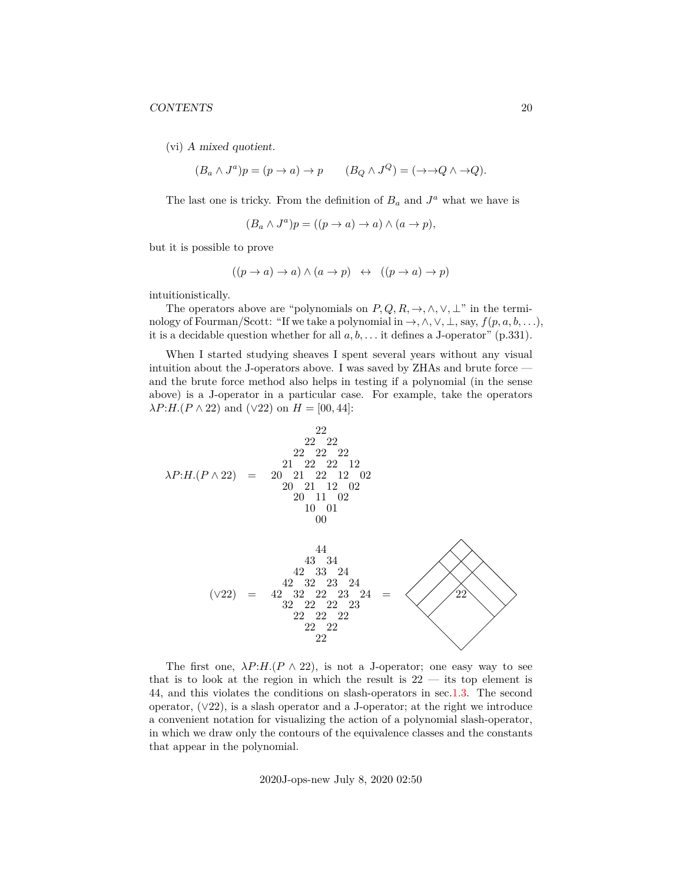(vi) *A mixed quotient.*

$$(B_a \wedge J^a)p = (p \to a) \to p \qquad (B_Q \wedge J^Q) = (\to\to Q \wedge \to Q).$$

The last one is tricky. From the definition of $B_a$ and $J^a$ what we have is

$$(B_a \wedge J^a)p = ((p \to a) \to a) \wedge (a \to p),$$

but it is possible to prove

$$((p \to a) \to a) \wedge (a \to p) \quad \leftrightarrow \quad ((p \to a) \to p)$$

intuitionistically.

The operators above are "polynomials on $P, Q, R, \to, \wedge, \vee, \bot$" in the terminology of Fourman/Scott: "If we take a polynomial in $\to, \wedge, \vee, \bot$, say, $f(p, a, b, \ldots)$, it is a decidable question whether for all $a, b, \ldots$ it defines a J-operator" (p.331).

When I started studying sheaves I spent several years without any visual intuition about the J-operators above. I was saved by ZHAs and brute force — and the brute force method also helps in testing if a polynomial (in the sense above) is a J-operator in a particular case. For example, take the operators $\lambda P{:}H.(P \wedge 22)$ and $(\vee 22)$ on $H = [00, 44]$:

```
                                22
                              22  22
                            22  22  22
                          21  22  22  12
λP:H.(P ∧ 22)   =       20  21  22  12  02
                          20  21  12  02
                            20  11  02
                              10  01
                                00
```

```
                                44
                              43  34
                            42  33  24
                          42  32  23  24
(∨22)   =               42  32  22  23  24
                          32  22  22  23
                            22  22  22
                              22  22
                                22
```

(At the right of the second equation, a contour diagram of $(\vee 22)$ is drawn, with only the label 22.)

The first one, $\lambda P{:}H.(P \wedge 22)$, is not a J-operator; one easy way to see that is to look at the region in which the result is 22 — its top element is 44, and this violates the conditions on slash-operators in sec.1.3. The second operator, $(\vee 22)$, is a slash operator and a J-operator; at the right we introduce a convenient notation for visualizing the action of a polynomial slash-operator, in which we draw only the contours of the equivalence classes and the constants that appear in the polynomial.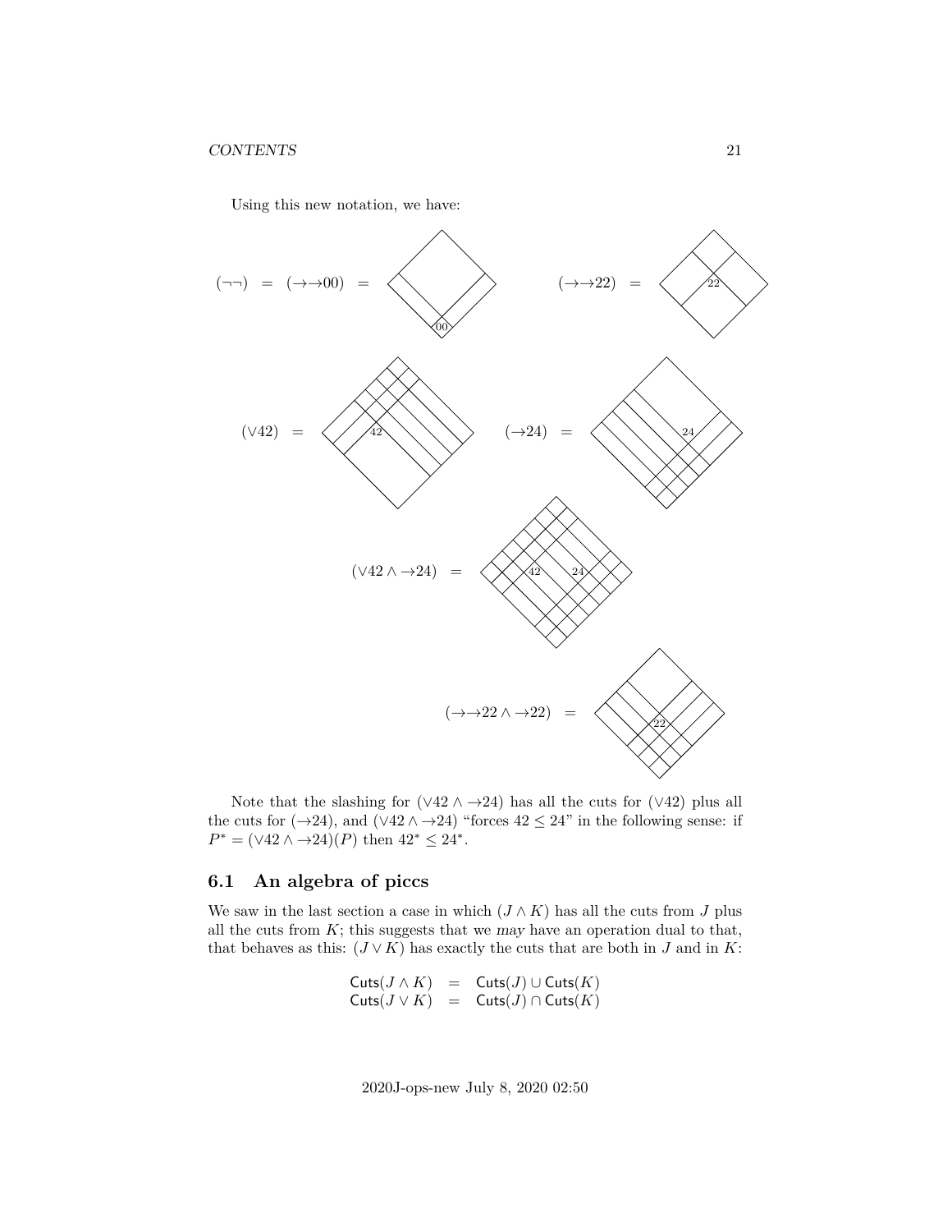Using this new notation, we have:

$(\neg\neg) \;=\; (\to\to 00) \;=$

$(\to\to 22) \;=$

$(\vee 42) \;=$

$(\to 24) \;=$

$(\vee 42 \wedge \to 24) \;=$

$(\to\to 22 \wedge \to 22) \;=$

Note that the slashing for $(\vee 42 \wedge \to 24)$ has all the cuts for $(\vee 42)$ plus all the cuts for $(\to 24)$, and $(\vee 42 \wedge \to 24)$ "forces $42 \leq 24$" in the following sense: if $P^* = (\vee 42 \wedge \to 24)(P)$ then $42^* \leq 24^*$.

## 6.1 An algebra of piccs

We saw in the last section a case in which $(J \wedge K)$ has all the cuts from $J$ plus all the cuts from $K$; this suggests that we *may* have an operation dual to that, that behaves as this: $(J \vee K)$ has exactly the cuts that are both in $J$ and in $K$:

$$
\begin{array}{rcl}
\mathsf{Cuts}(J \wedge K) & = & \mathsf{Cuts}(J) \cup \mathsf{Cuts}(K) \\
\mathsf{Cuts}(J \vee K) & = & \mathsf{Cuts}(J) \cap \mathsf{Cuts}(K)
\end{array}
$$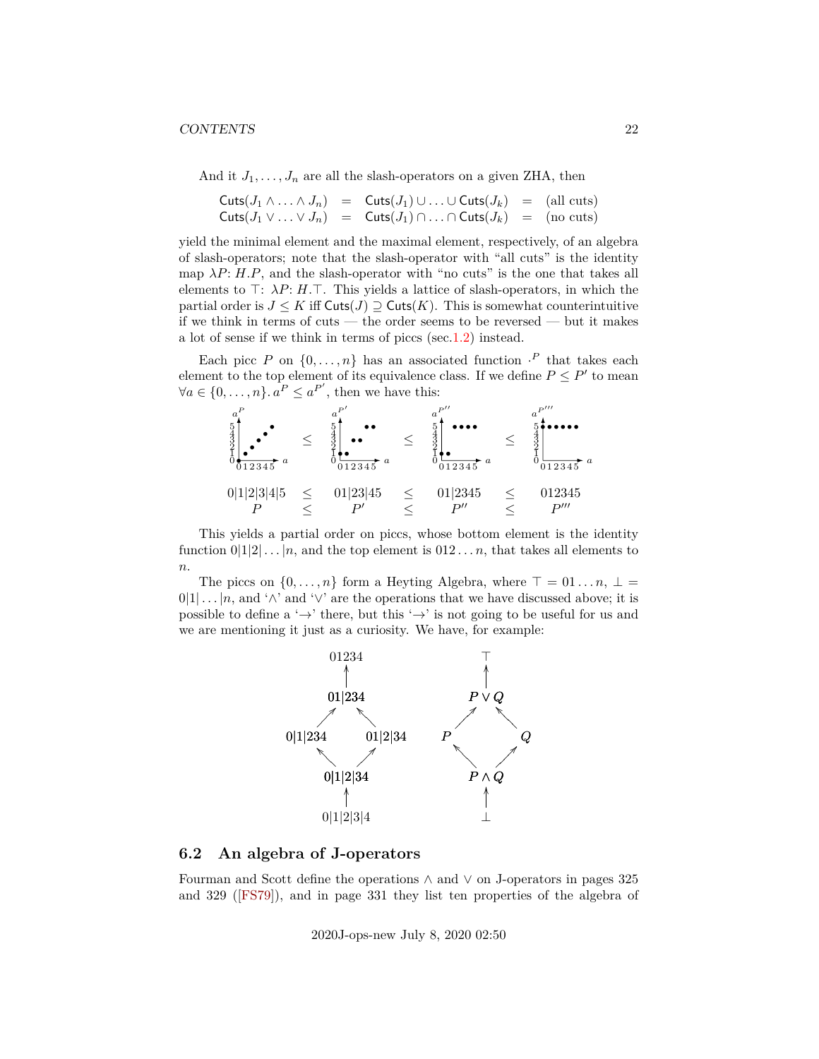And it $J_1, \ldots, J_n$ are all the slash-operators on a given ZHA, then

$$
\begin{array}{rcccl}
\mathsf{Cuts}(J_1 \wedge \ldots \wedge J_n) & = & \mathsf{Cuts}(J_1) \cup \ldots \cup \mathsf{Cuts}(J_k) & = & \text{(all cuts)} \\
\mathsf{Cuts}(J_1 \vee \ldots \vee J_n) & = & \mathsf{Cuts}(J_1) \cap \ldots \cap \mathsf{Cuts}(J_k) & = & \text{(no cuts)}
\end{array}
$$

yield the minimal element and the maximal element, respectively, of an algebra of slash-operators; note that the slash-operator with "all cuts" is the identity map $\lambda P\colon H.P$, and the slash-operator with "no cuts" is the one that takes all elements to $\top$: $\lambda P\colon H.\top$. This yields a lattice of slash-operators, in which the partial order is $J \leq K$ iff $\mathsf{Cuts}(J) \supseteq \mathsf{Cuts}(K)$. This is somewhat counterintuitive if we think in terms of cuts — the order seems to be reversed — but it makes a lot of sense if we think in terms of piccs (sec.1.2) instead.

Each picc $P$ on $\{0, \ldots, n\}$ has an associated function $\cdot^P$ that takes each element to the top element of its equivalence class. If we define $P \leq P'$ to mean $\forall a \in \{0, \ldots, n\}.\, a^P \leq a^{P'}$, then we have this:

$$
\begin{array}{ccccccc}
0|1|2|3|4|5 & \leq & 01|23|45 & \leq & 01|2345 & \leq & 012345 \\
P & \leq & P' & \leq & P'' & \leq & P'''
\end{array}
$$

This yields a partial order on piccs, whose bottom element is the identity function $0|1|2|\ldots|n$, and the top element is $012\ldots n$, that takes all elements to $n$.

The piccs on $\{0, \ldots, n\}$ form a Heyting Algebra, where $\top = 01\ldots n$, $\bot = 0|1|\ldots|n$, and '$\wedge$' and '$\vee$' are the operations that we have discussed above; it is possible to define a '$\to$' there, but this '$\to$' is not going to be useful for us and we are mentioning it just as a curiosity. We have, for example:

$$
\begin{array}{ccccccc}
 & 01234 & & & & \top & \\
 & 01|234 & & & & P \vee Q & \\
0|1|234 & & 01|2|34 & & P & & Q \\
 & 0|1|2|34 & & & & P \wedge Q & \\
 & 0|1|2|3|4 & & & & \bot &
\end{array}
$$

## 6.2 An algebra of J-operators

Fourman and Scott define the operations $\wedge$ and $\vee$ on J-operators in pages 325 and 329 ([FS79]), and in page 331 they list ten properties of the algebra of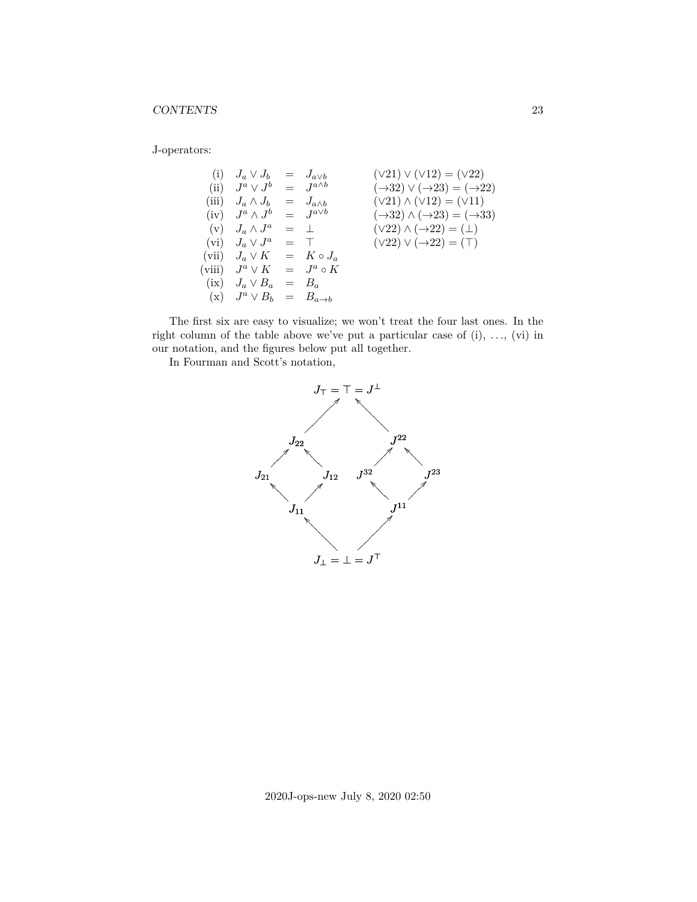J-operators:

| | | | | |
|---|---|---|---|---|
| (i) | $J_a \vee J_b$ | $=$ | $J_{a\vee b}$ | $(\vee 21) \vee (\vee 12) = (\vee 22)$ |
| (ii) | $J^a \vee J^b$ | $=$ | $J^{a\wedge b}$ | $(\rightarrow 32) \vee (\rightarrow 23) = (\rightarrow 22)$ |
| (iii) | $J_a \wedge J_b$ | $=$ | $J_{a\wedge b}$ | $(\vee 21) \wedge (\vee 12) = (\vee 11)$ |
| (iv) | $J^a \wedge J^b$ | $=$ | $J^{a\vee b}$ | $(\rightarrow 32) \wedge (\rightarrow 23) = (\rightarrow 33)$ |
| (v) | $J_a \wedge J^a$ | $=$ | $\bot$ | $(\vee 22) \wedge (\rightarrow 22) = (\bot)$ |
| (vi) | $J_a \vee J^a$ | $=$ | $\top$ | $(\vee 22) \vee (\rightarrow 22) = (\top)$ |
| (vii) | $J_a \vee K$ | $=$ | $K \circ J_a$ | |
| (viii) | $J^a \vee K$ | $=$ | $J^a \circ K$ | |
| (ix) | $J_a \vee B_a$ | $=$ | $B_a$ | |
| (x) | $J^a \vee B_b$ | $=$ | $B_{a\rightarrow b}$ | |

The first six are easy to visualize; we won't treat the four last ones. In the right column of the table above we've put a particular case of (i), …, (vi) in our notation, and the figures below put all together.

In Fourman and Scott's notation,

$$
\begin{array}{ccccccc}
 & & & J_\top = \top = J^\bot & & & \\
 & & \nearrow & & \nwarrow & & \\
 & J_{22} & & & & J^{22} & \\
\nearrow & & \nwarrow & & \nearrow & & \nwarrow \\
J_{21} & & J_{12} & & J^{32} & & J^{23} \\
\nwarrow & & \nearrow & & \nwarrow & & \nearrow \\
 & J_{11} & & & & J^{11} & \\
 & & \nwarrow & & \nearrow & & \\
 & & & J_\bot = \bot = J^\top & & & 
\end{array}
$$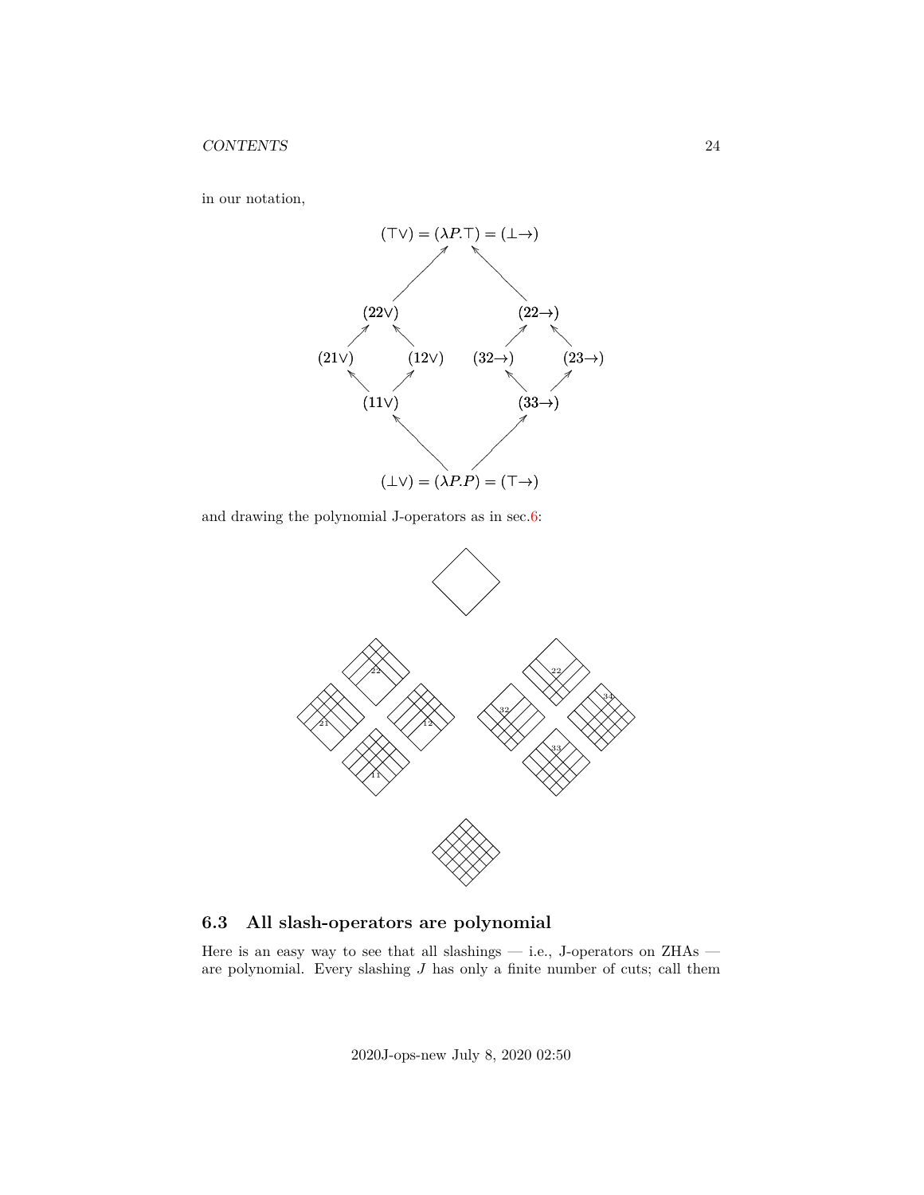in our notation,

$$(\top\lor) = (\lambda P.\top) = (\bot\to)$$

$$(22\lor) \qquad (22\to)$$

$$(21\lor) \quad (12\lor) \qquad (32\to) \quad (23\to)$$

$$(11\lor) \qquad (33\to)$$

$$(\bot\lor) = (\lambda P.P) = (\top\to)$$

and drawing the polynomial J-operators as in sec.6:

## 6.3 All slash-operators are polynomial

Here is an easy way to see that all slashings — i.e., J-operators on ZHAs — are polynomial. Every slashing $J$ has only a finite number of cuts; call them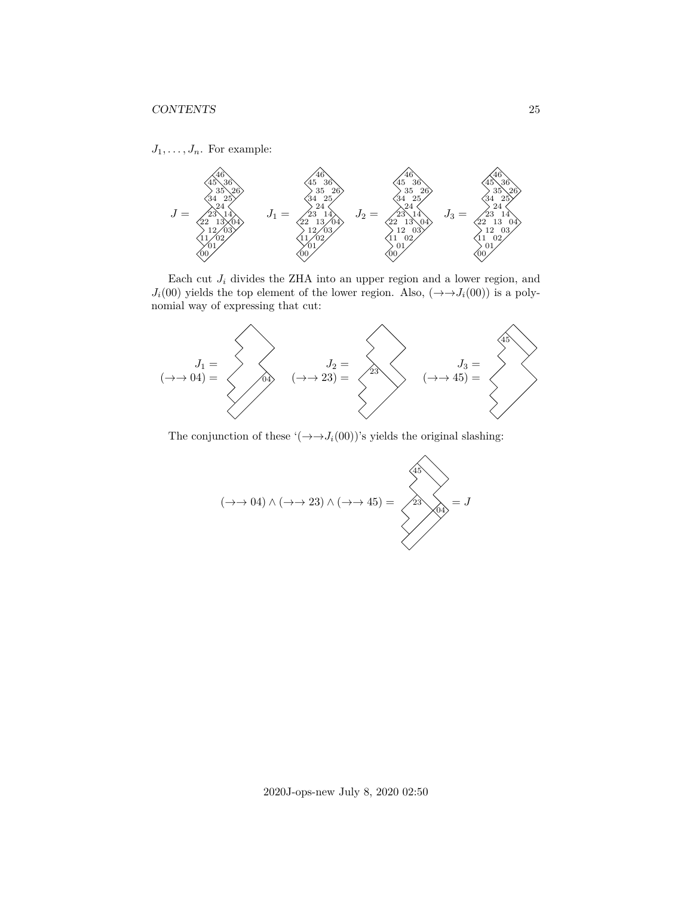$J_1, \ldots, J_n$. For example:

$J =$ $J_1 =$ $J_2 =$ $J_3 =$

Each cut $J_i$ divides the ZHA into an upper region and a lower region, and $J_i(00)$ yields the top element of the lower region. Also, $(\to\to J_i(00))$ is a polynomial way of expressing that cut:

$J_1 =$
$(\to\to 04) =$

$J_2 =$
$(\to\to 23) =$

$J_3 =$
$(\to\to 45) =$

The conjunction of these '$(\to\to J_i(00))$'s yields the original slashing:

$$(\to\to 04) \land (\to\to 23) \land (\to\to 45) = \quad = J$$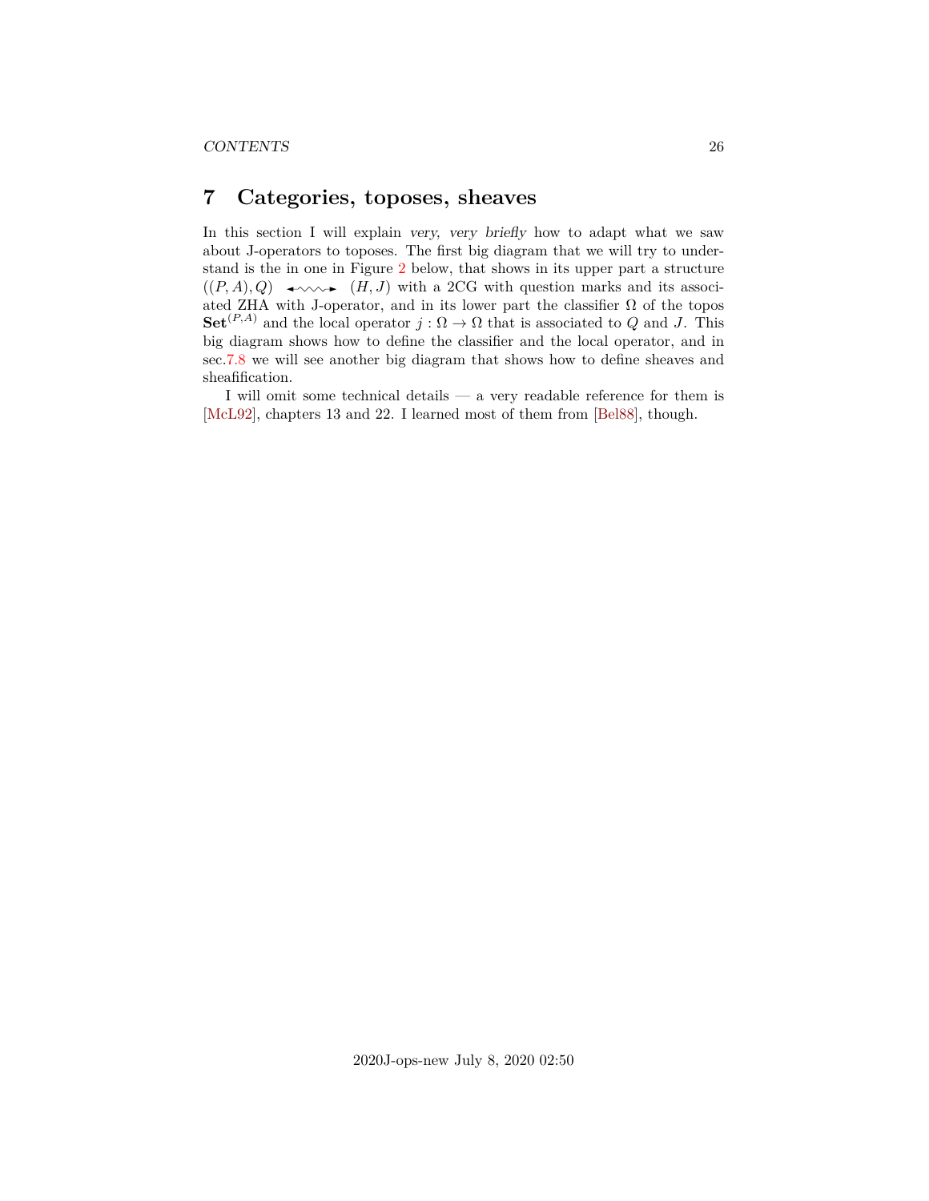# 7 Categories, toposes, sheaves

In this section I will explain *very, very briefly* how to adapt what we saw about J-operators to toposes. The first big diagram that we will try to understand is the in one in Figure 2 below, that shows in its upper part a structure $((P, A), Q) \leftrightsquigarrow (H, J)$ with a 2CG with question marks and its associated ZHA with J-operator, and in its lower part the classifier $\Omega$ of the topos $\mathbf{Set}^{(P,A)}$ and the local operator $j : \Omega \to \Omega$ that is associated to $Q$ and $J$. This big diagram shows how to define the classifier and the local operator, and in sec.7.8 we will see another big diagram that shows how to define sheaves and sheafification.

I will omit some technical details — a very readable reference for them is [McL92], chapters 13 and 22. I learned most of them from [Bel88], though.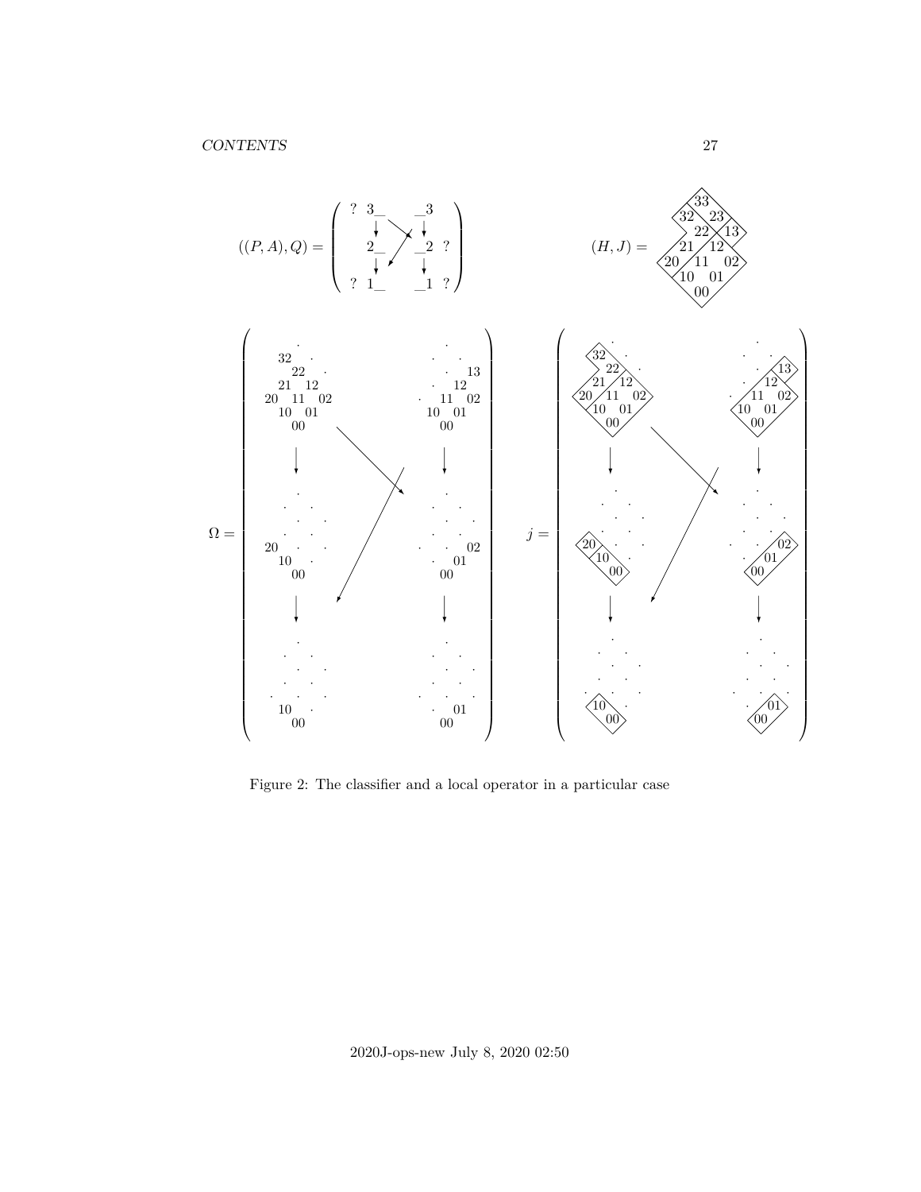$$((P,A),Q) = \begin{pmatrix} ? & 3\_ & & \_3 & \\ & \downarrow & & \downarrow & \\ & 2\_ & & \_2 & ? \\ & \downarrow & & \downarrow & \\ ? & 1\_ & & \_1 & ? \end{pmatrix}$$

$(H, J) =$ [diagram with entries 33, 32, 23, 22, 13, 21, 12, 20, 11, 02, 10, 01, 00]

$\Omega =$ [diagram]

$j =$ [diagram]

Figure 2: The classifier and a local operator in a particular case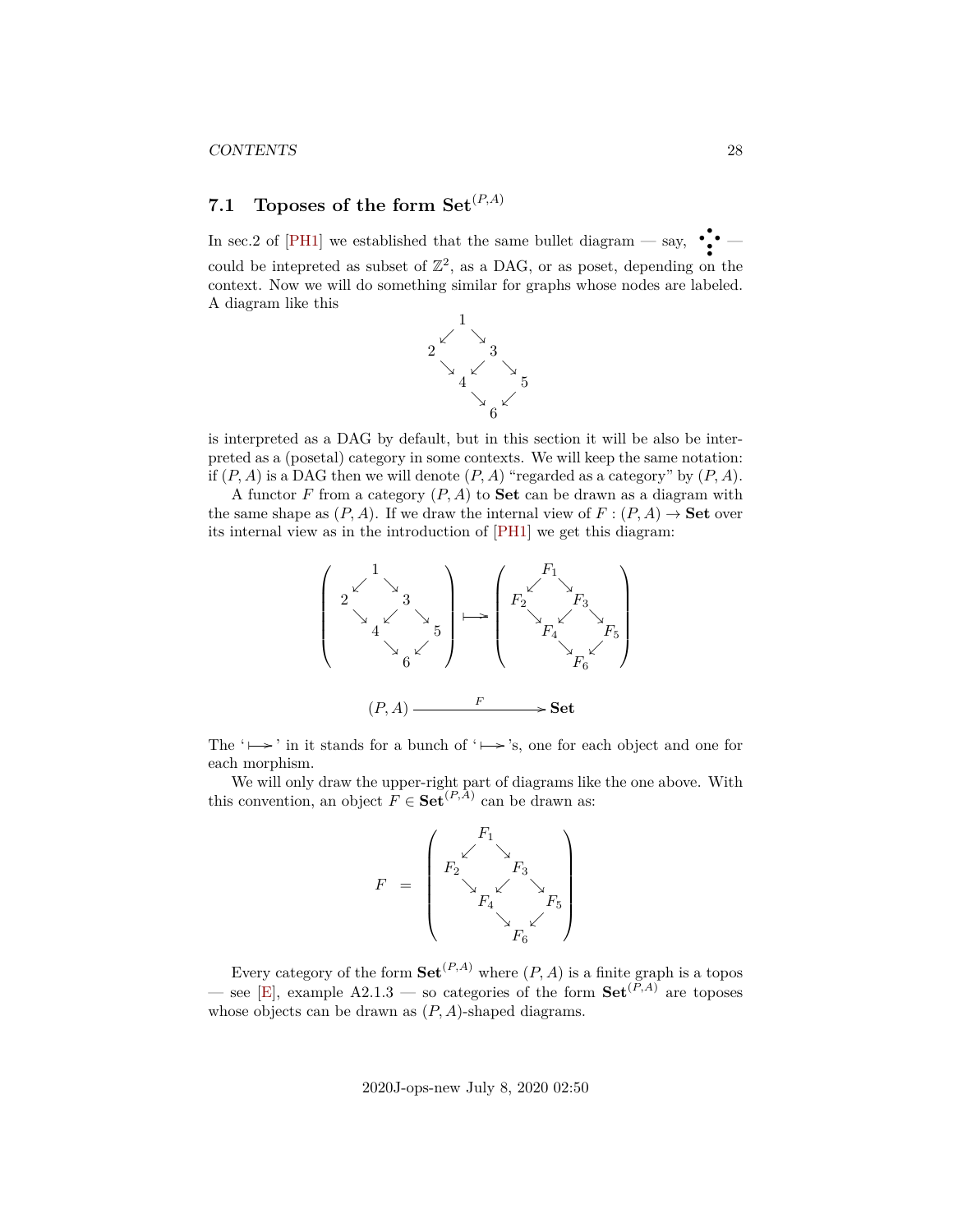### 7.1 Toposes of the form $\mathbf{Set}^{(P,A)}$

In sec.2 of [PH1] we established that the same bullet diagram — say, $\begin{smallmatrix} & \bullet & \\ \bullet & & \bullet \\ & \bullet & \\ & \bullet & \end{smallmatrix}$ — could be intepreted as subset of $\mathbb{Z}^2$, as a DAG, or as poset, depending on the context. Now we will do something similar for graphs whose nodes are labeled. A diagram like this

$$\begin{array}{ccccc} & 1 & & & \\ \swarrow & & \searrow & & \\ 2 & & 3 & & \\ \searrow & \swarrow & & \searrow & \\ & 4 & & 5 & \\ & \searrow & \swarrow & & \\ & & 6 & & \end{array}$$

is interpreted as a DAG by default, but in this section it will be also be interpreted as a (posetal) category in some contexts. We will keep the same notation: if $(P,A)$ is a DAG then we will denote $(P,A)$ "regarded as a category" by $(P,A)$.

A functor $F$ from a category $(P,A)$ to **Set** can be drawn as a diagram with the same shape as $(P,A)$. If we draw the internal view of $F:(P,A)\to\mathbf{Set}$ over its internal view as in the introduction of [PH1] we get this diagram:

$$\left(\begin{array}{ccccc} & 1 & & & \\ \swarrow & & \searrow & & \\ 2 & & 3 & & \\ \searrow & \swarrow & & \searrow & \\ & 4 & & 5 & \\ & \searrow & \swarrow & & \\ & & 6 & & \end{array}\right) \longmapsto \left(\begin{array}{ccccc} & F_1 & & & \\ \swarrow & & \searrow & & \\ F_2 & & F_3 & & \\ \searrow & \swarrow & & \searrow & \\ & F_4 & & F_5 & \\ & \searrow & \swarrow & & \\ & & F_6 & & \end{array}\right)$$

$$(P,A) \xrightarrow{\quad F \quad} \mathbf{Set}$$

The '$\longmapsto$' in it stands for a bunch of '$\longmapsto$'s, one for each object and one for each morphism.

We will only draw the upper-right part of diagrams like the one above. With this convention, an object $F\in\mathbf{Set}^{(P,A)}$ can be drawn as:

$$F \;=\; \left(\begin{array}{ccccc} & F_1 & & & \\ \swarrow & & \searrow & & \\ F_2 & & F_3 & & \\ \searrow & \swarrow & & \searrow & \\ & F_4 & & F_5 & \\ & \searrow & \swarrow & & \\ & & F_6 & & \end{array}\right)$$

Every category of the form $\mathbf{Set}^{(P,A)}$ where $(P,A)$ is a finite graph is a topos — see [E], example A2.1.3 — so categories of the form $\mathbf{Set}^{(P,A)}$ are toposes whose objects can be drawn as $(P,A)$-shaped diagrams.

2020J-ops-new July 8, 2020 02:50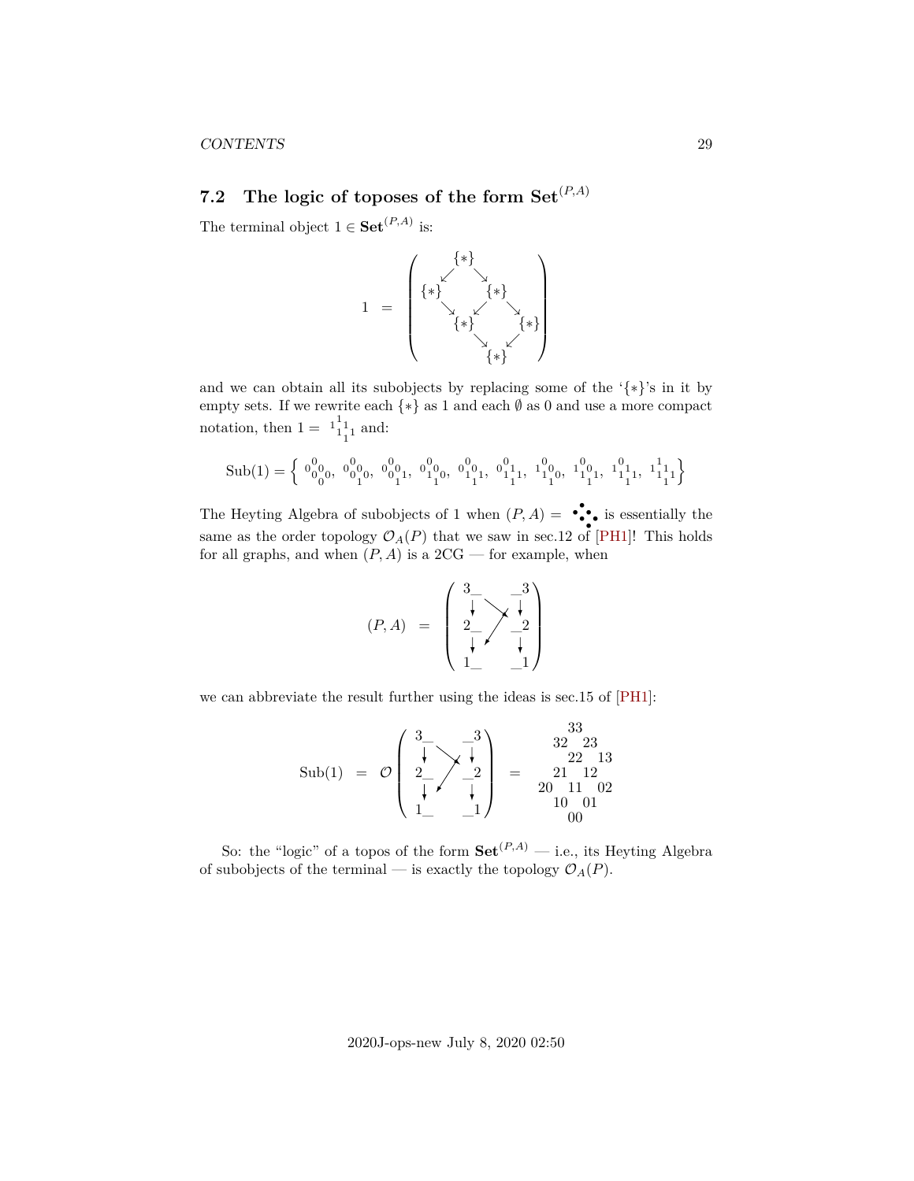## 7.2 The logic of toposes of the form $\mathbf{Set}^{(P,A)}$

The terminal object $1 \in \mathbf{Set}^{(P,A)}$ is:

$$1 \quad = \quad \left( \begin{array}{ccccc} & \{*\} & & & \\ \swarrow & & \searrow & & \\ \{*\} & & \{*\} & & \\ & \searrow \; \swarrow & & \searrow & \\ & \{*\} & & \{*\} & \\ & & \searrow \; \swarrow & & \\ & & \{*\} & & \end{array} \right)$$

and we can obtain all its subobjects by replacing some of the '$\{*\}$'s in it by empty sets. If we rewrite each $\{*\}$ as 1 and each $\emptyset$ as 0 and use a more compact notation, then $1 = {}_1{}^1{}_1{}^1{}_1{}_1$ and:

$$\mathrm{Sub}(1) = \left\{ {}_0{}^0{}_0{}^0{}_0{}_0,\ {}_0{}^0{}_0{}^0{}_0{}_1,\ {}_0{}^0{}_0{}^0{}_1{}_1,\ {}_0{}^0{}_1{}^0{}_0{}_1,\ {}_0{}^0{}_1{}^0{}_1{}_1,\ {}_0{}^0{}_1{}^1{}_1{}_1,\ {}_1{}^0{}_1{}^0{}_0{}_1,\ {}_1{}^0{}_1{}^0{}_1{}_1,\ {}_1{}^0{}_1{}^1{}_1{}_1,\ {}_1{}^1{}_1{}^1{}_1{}_1 \right\}$$

The Heyting Algebra of subobjects of 1 when $(P,A) =$ ⁛ is essentially the same as the order topology $\mathcal{O}_A(P)$ that we saw in sec.12 of [PH1]! This holds for all graphs, and when $(P,A)$ is a 2CG — for example, when

$$(P,A) \quad = \quad \left( \begin{array}{ccc} 3\_ & & \_3 \\ \downarrow & \searrow \; \swarrow & \downarrow \\ 2\_ & & \_2 \\ \downarrow & & \downarrow \\ 1\_ & & \_1 \end{array} \right)$$

we can abbreviate the result further using the ideas is sec.15 of [PH1]:

$$\mathrm{Sub}(1) \quad = \quad \mathcal{O}\left( \begin{array}{ccc} 3\_ & & \_3 \\ \downarrow & \searrow \; \swarrow & \downarrow \\ 2\_ & & \_2 \\ \downarrow & & \downarrow \\ 1\_ & & \_1 \end{array} \right) \quad = \quad \begin{array}{ccccc} & & 33 & & \\ & 32 & & 23 & \\ & & 22 & & 13 \\ & 21 & & 12 & \\ 20 & & 11 & & 02 \\ & 10 & & 01 & \\ & & 00 & & \end{array}$$

So: the "logic" of a topos of the form $\mathbf{Set}^{(P,A)}$ — i.e., its Heyting Algebra of subobjects of the terminal — is exactly the topology $\mathcal{O}_A(P)$.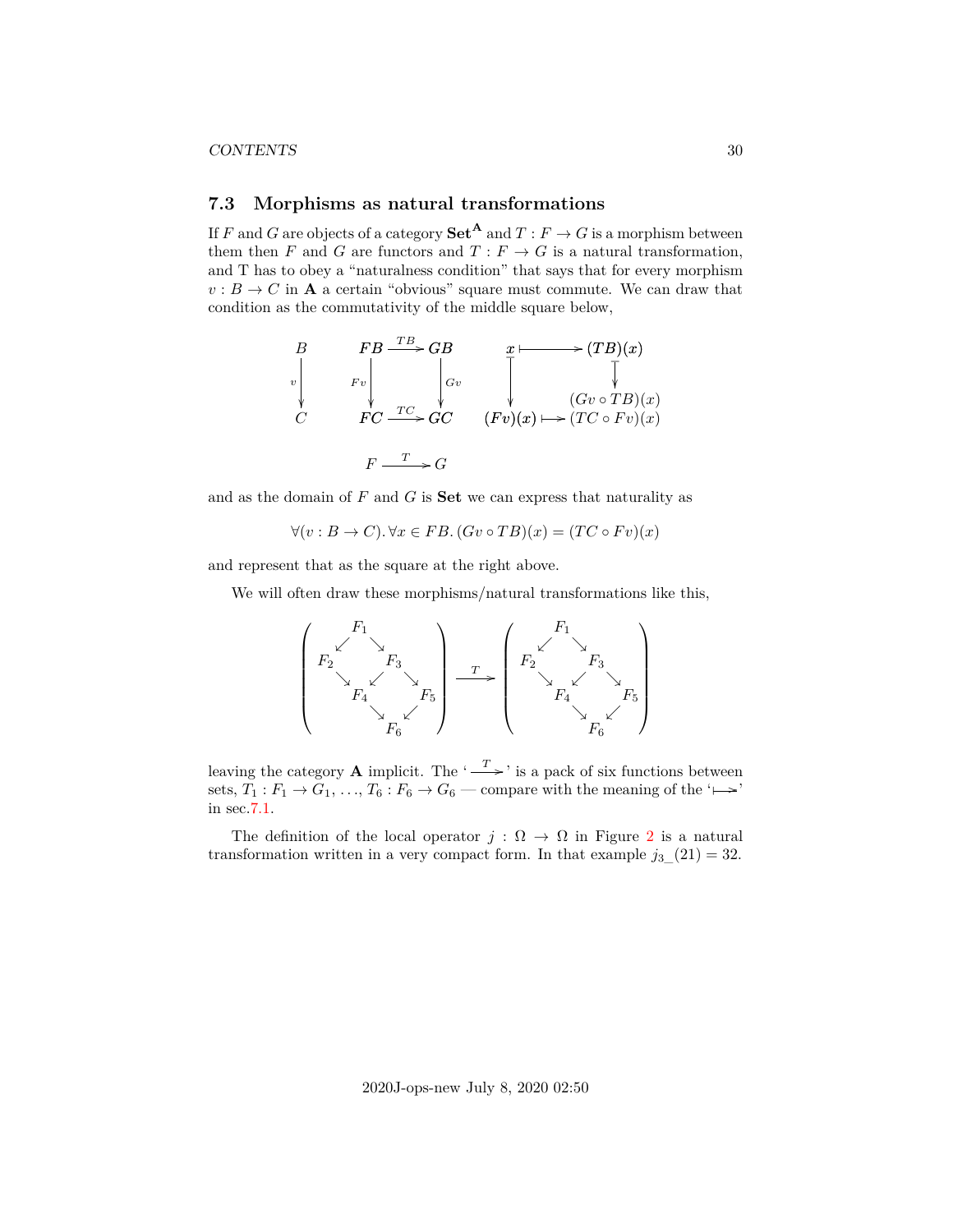## 7.3 Morphisms as natural transformations

If $F$ and $G$ are objects of a category $\mathbf{Set}^{\mathbf{A}}$ and $T : F \to G$ is a morphism between them then $F$ and $G$ are functors and $T : F \to G$ is a natural transformation, and T has to obey a "naturalness condition" that says that for every morphism $v : B \to C$ in $\mathbf{A}$ a certain "obvious" square must commute. We can draw that condition as the commutativity of the middle square below,

$$
\begin{array}{ccccccc}
B & & FB & \xrightarrow{TB} & GB & & x \longmapsto (TB)(x) \\
{\scriptstyle v}\downarrow & & {\scriptstyle Fv}\downarrow & & \downarrow{\scriptstyle Gv} & & \downarrow \qquad\qquad \downarrow \\
& & & & & & \qquad\qquad (Gv \circ TB)(x) \\
C & & FC & \xrightarrow{TC} & GC & & (Fv)(x) \longmapsto (TC \circ Fv)(x) \\
& & & & & & \\
& & F & \xrightarrow{T} & G & &
\end{array}
$$

and as the domain of $F$ and $G$ is $\mathbf{Set}$ we can express that naturality as

$$\forall (v : B \to C). \forall x \in FB. (Gv \circ TB)(x) = (TC \circ Fv)(x)$$

and represent that as the square at the right above.

We will often draw these morphisms/natural transformations like this,

$$
\left(
\begin{array}{ccccc}
 & F_1 & & & \\
\swarrow & & \searrow & & \\
F_2 & & F_3 & & \\
\searrow & \swarrow & & \searrow & \\
 & F_4 & & F_5 & \\
 & & \searrow & \swarrow & \\
 & & F_6 & &
\end{array}
\right)
\xrightarrow{T}
\left(
\begin{array}{ccccc}
 & F_1 & & & \\
\swarrow & & \searrow & & \\
F_2 & & F_3 & & \\
\searrow & \swarrow & & \searrow & \\
 & F_4 & & F_5 & \\
 & & \searrow & \swarrow & \\
 & & F_6 & &
\end{array}
\right)
$$

leaving the category $\mathbf{A}$ implicit. The '$\xrightarrow{T}$' is a pack of six functions between sets, $T_1 : F_1 \to G_1, \ldots, T_6 : F_6 \to G_6$ — compare with the meaning of the '$\longmapsto$' in sec.7.1.

The definition of the local operator $j : \Omega \to \Omega$ in Figure 2 is a natural transformation written in a very compact form. In that example $j_{3\_}(21) = 32$.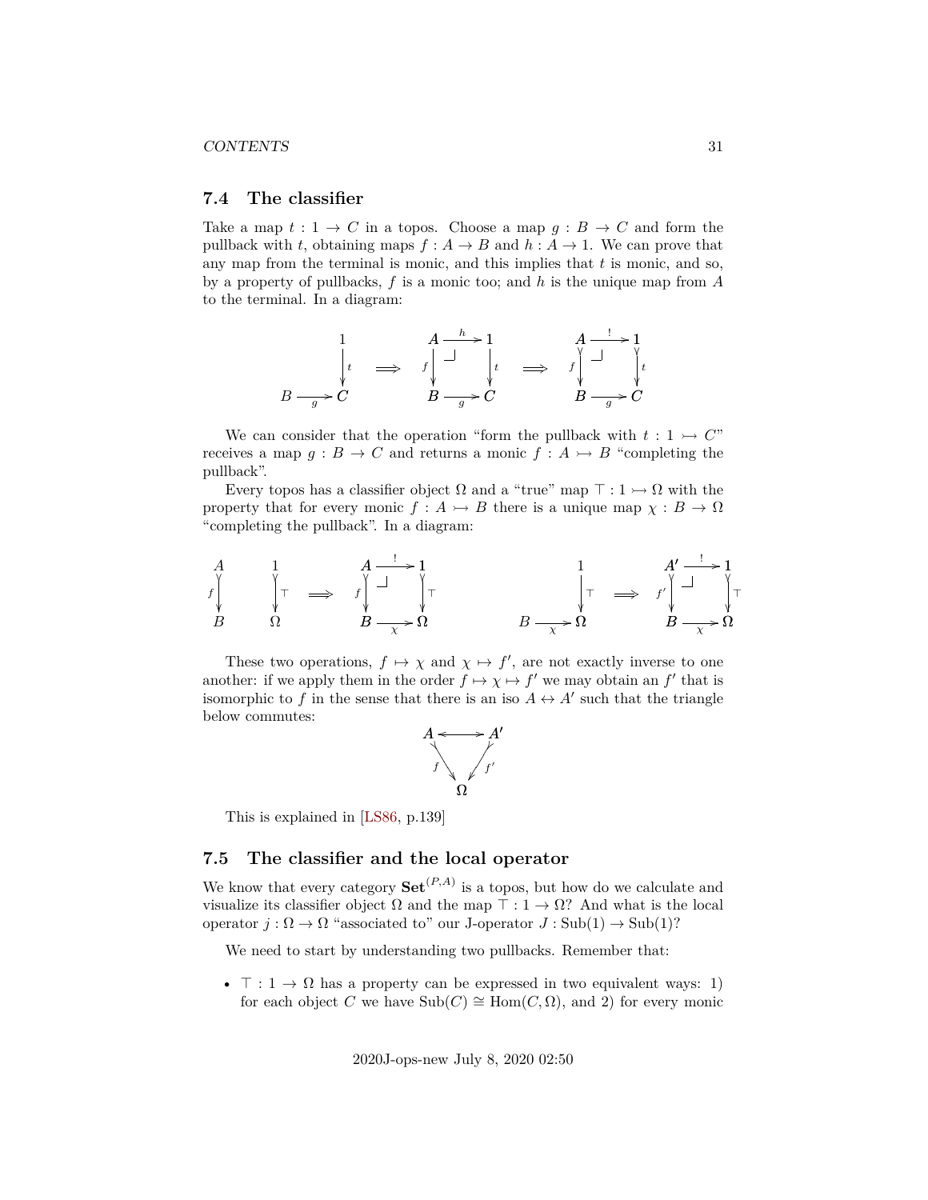### 7.4 The classifier

Take a map $t : 1 \to C$ in a topos. Choose a map $g : B \to C$ and form the pullback with $t$, obtaining maps $f : A \to B$ and $h : A \to 1$. We can prove that any map from the terminal is monic, and this implies that $t$ is monic, and so, by a property of pullbacks, $f$ is a monic too; and $h$ is the unique map from $A$ to the terminal. In a diagram:

$$
\begin{array}{ccc}
 & 1 \\
 & \downarrow t \\
B \xrightarrow{g} & C
\end{array}
\quad \Longrightarrow \quad
\begin{array}{ccc}
A & \xrightarrow{h} & 1 \\
f \downarrow & \lrcorner & \downarrow t \\
B & \xrightarrow{g} & C
\end{array}
\quad \Longrightarrow \quad
\begin{array}{ccc}
A & \xrightarrow{!} & 1 \\
f \downarrow & \lrcorner & \downarrow t \\
B & \xrightarrow{g} & C
\end{array}
$$

We can consider that the operation "form the pullback with $t : 1 \rightarrowtail C$" receives a map $g : B \to C$ and returns a monic $f : A \rightarrowtail B$ "completing the pullback".

Every topos has a classifier object $\Omega$ and a "true" map $\top : 1 \rightarrowtail \Omega$ with the property that for every monic $f : A \rightarrowtail B$ there is a unique map $\chi : B \to \Omega$ "completing the pullback". In a diagram:

$$
\begin{array}{ccc}
A & & 1 \\
f \downarrow & & \downarrow \top \\
B & & \Omega
\end{array}
\quad \Longrightarrow \quad
\begin{array}{ccc}
A & \xrightarrow{!} & 1 \\
f \downarrow & \lrcorner & \downarrow \top \\
B & \xrightarrow{\chi} & \Omega
\end{array}
\qquad\qquad
\begin{array}{ccc}
 & & 1 \\
 & & \downarrow \top \\
B & \xrightarrow{\chi} & \Omega
\end{array}
\quad \Longrightarrow \quad
\begin{array}{ccc}
A' & \xrightarrow{!} & 1 \\
f' \downarrow & \lrcorner & \downarrow \top \\
B & \xrightarrow{\chi} & \Omega
\end{array}
$$

These two operations, $f \mapsto \chi$ and $\chi \mapsto f'$, are not exactly inverse to one another: if we apply them in the order $f \mapsto \chi \mapsto f'$ we may obtain an $f'$ that is isomorphic to $f$ in the sense that there is an iso $A \leftrightarrow A'$ such that the triangle below commutes:

$$
\begin{array}{ccc}
A & \longleftrightarrow & A' \\
 & f \searrow \quad \swarrow f' & \\
 & \Omega &
\end{array}
$$

This is explained in [LS86, p.139]

### 7.5 The classifier and the local operator

We know that every category $\mathbf{Set}^{(P,A)}$ is a topos, but how do we calculate and visualize its classifier object $\Omega$ and the map $\top : 1 \to \Omega$? And what is the local operator $j : \Omega \to \Omega$ "associated to" our J-operator $J : \mathrm{Sub}(1) \to \mathrm{Sub}(1)$?

We need to start by understanding two pullbacks. Remember that:

- $\top : 1 \to \Omega$ has a property can be expressed in two equivalent ways: 1) for each object $C$ we have $\mathrm{Sub}(C) \cong \mathrm{Hom}(C, \Omega)$, and 2) for every monic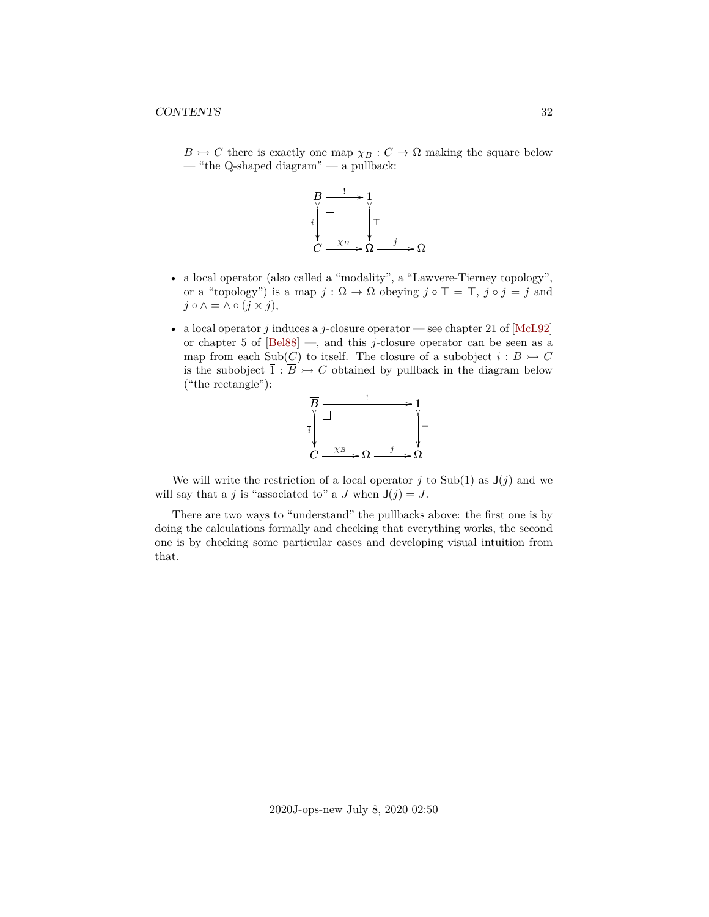$B \rightarrowtail C$ there is exactly one map $\chi_B : C \to \Omega$ making the square below — "the Q-shaped diagram" — a pullback:

$$\begin{array}{ccccc}
B & \xrightarrow{!} & 1 & & \\
{\scriptstyle i}\downarrow & \lrcorner & \downarrow{\scriptstyle \top} & & \\
C & \xrightarrow{\chi_B} & \Omega & \xrightarrow{j} & \Omega
\end{array}$$

- a local operator (also called a "modality", a "Lawvere-Tierney topology", or a "topology") is a map $j : \Omega \to \Omega$ obeying $j \circ \top = \top$, $j \circ j = j$ and $j \circ \wedge = \wedge \circ (j \times j)$,
- a local operator $j$ induces a $j$-closure operator — see chapter 21 of [McL92] or chapter 5 of [Bel88] —, and this $j$-closure operator can be seen as a map from each $\mathrm{Sub}(C)$ to itself. The closure of a subobject $i : B \rightarrowtail C$ is the subobject $\overline{\imath} : \overline{B} \rightarrowtail C$ obtained by pullback in the diagram below ("the rectangle"):

$$\begin{array}{ccccc}
\overline{B} & & \xrightarrow{!} & & 1 \\
{\scriptstyle \overline{\imath}}\downarrow & \lrcorner & & & \downarrow{\scriptstyle \top} \\
C & \xrightarrow{\chi_B} & \Omega & \xrightarrow{j} & \Omega
\end{array}$$

We will write the restriction of a local operator $j$ to $\mathrm{Sub}(1)$ as $\mathsf{J}(j)$ and we will say that a $j$ is "associated to" a $J$ when $\mathsf{J}(j) = J$.

There are two ways to "understand" the pullbacks above: the first one is by doing the calculations formally and checking that everything works, the second one is by checking some particular cases and developing visual intuition from that.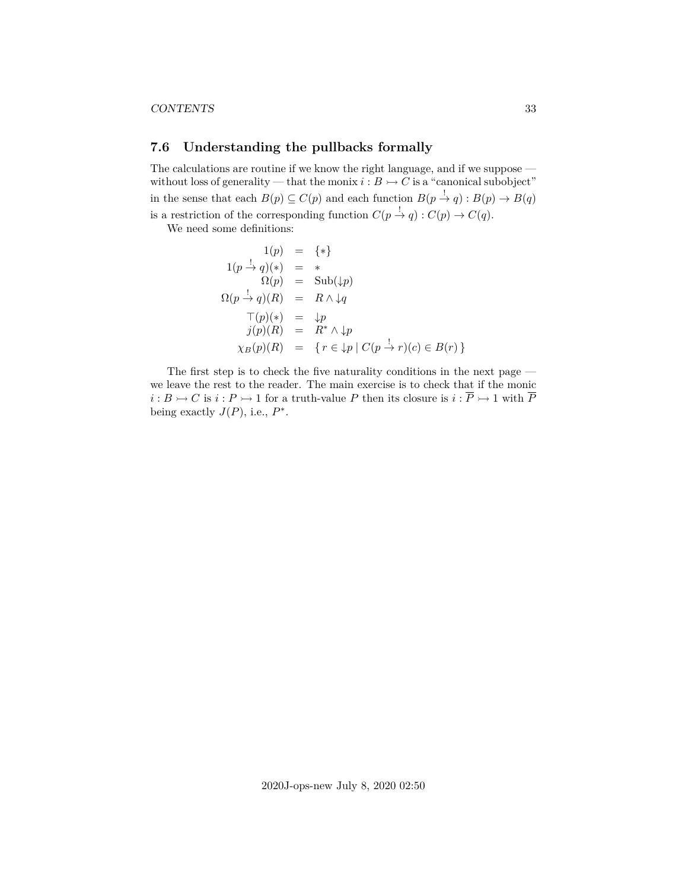## 7.6 Understanding the pullbacks formally

The calculations are routine if we know the right language, and if we suppose — without loss of generality — that the monix $i : B \rightarrowtail C$ is a "canonical subobject" in the sense that each $B(p) \subseteq C(p)$ and each function $B(p \overset{!}{\to} q) : B(p) \to B(q)$ is a restriction of the corresponding function $C(p \overset{!}{\to} q) : C(p) \to C(q)$.

We need some definitions:

$$
\begin{array}{rcl}
1(p) & = & \{*\} \\
1(p \overset{!}{\to} q)(*) & = & * \\
\Omega(p) & = & \mathrm{Sub}(\downarrow p) \\
\Omega(p \overset{!}{\to} q)(R) & = & R \wedge \downarrow q \\
\top(p)(*) & = & \downarrow p \\
j(p)(R) & = & R^* \wedge \downarrow p \\
\chi_B(p)(R) & = & \{\, r \in \downarrow p \mid C(p \overset{!}{\to} r)(c) \in B(r) \,\}
\end{array}
$$

The first step is to check the five naturality conditions in the next page — we leave the rest to the reader. The main exercise is to check that if the monic $i : B \rightarrowtail C$ is $i : P \rightarrowtail 1$ for a truth-value $P$ then its closure is $i : \overline{P} \rightarrowtail 1$ with $\overline{P}$ being exactly $J(P)$, i.e., $P^*$.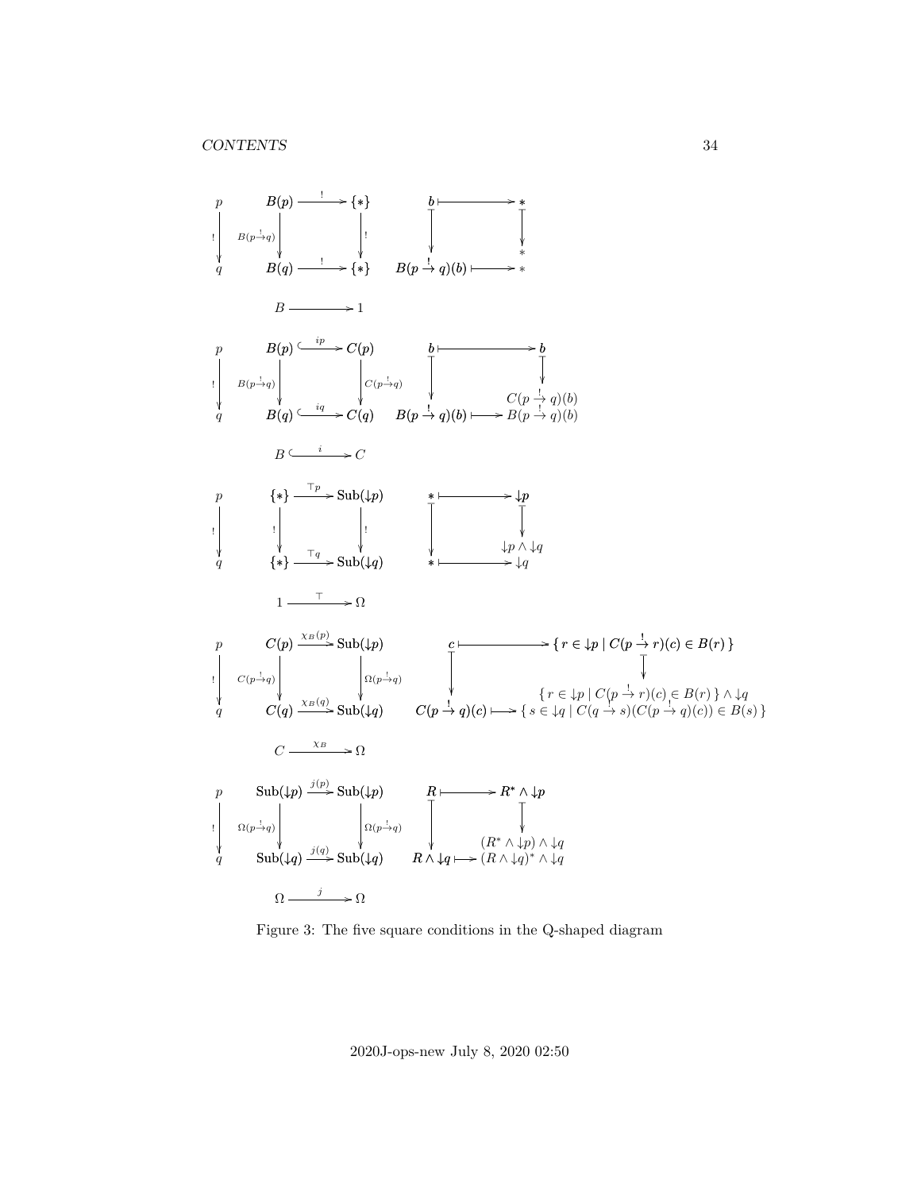$$
\begin{array}{ccc}
p & B(p) \xrightarrow{\;!\;} \{*\} & b \longmapsto * \\
\big\downarrow ! & B(p \xrightarrow{!} q) \big\downarrow \quad \big\downarrow ! & \big\downarrow \quad \big\downarrow \; * \\
q & B(q) \xrightarrow{\;!\;} \{*\} & B(p \xrightarrow{!} q)(b) \longmapsto *
\end{array}
$$

$$B \longrightarrow 1$$

$$
\begin{array}{ccc}
p & B(p) \xhookrightarrow{\;ip\;} C(p) & b \longmapsto b \\
\big\downarrow ! & B(p \xrightarrow{!} q) \big\downarrow \quad \big\downarrow C(p \xrightarrow{!} q) & \big\downarrow \quad \big\downarrow \; C(p \xrightarrow{!} q)(b) \\
q & B(q) \xhookrightarrow{\;iq\;} C(q) & B(p \xrightarrow{!} q)(b) \longmapsto B(p \xrightarrow{!} q)(b)
\end{array}
$$

$$B \xhookrightarrow{\;i\;} C$$

$$
\begin{array}{ccc}
p & \{*\} \xrightarrow{\;\top p\;} \mathrm{Sub}(\downarrow p) & * \longmapsto \downarrow p \\
\big\downarrow ! & ! \big\downarrow \quad \big\downarrow ! & \big\downarrow \quad \big\downarrow \; \downarrow p \wedge \downarrow q \\
q & \{*\} \xrightarrow{\;\top q\;} \mathrm{Sub}(\downarrow q) & * \longmapsto \downarrow q
\end{array}
$$

$$1 \xrightarrow{\;\top\;} \Omega$$

$$
\begin{array}{ccc}
p & C(p) \xrightarrow{\;\chi_B(p)\;} \mathrm{Sub}(\downarrow p) & c \longmapsto \{\, r \in \downarrow p \mid C(p \xrightarrow{!} r)(c) \in B(r) \,\} \\
\big\downarrow ! & C(p \xrightarrow{!} q) \big\downarrow \quad \big\downarrow \Omega(p \xrightarrow{!} q) & \big\downarrow \quad \big\downarrow \; \{\, r \in \downarrow p \mid C(p \xrightarrow{!} r)(c) \in B(r) \,\} \wedge \downarrow q \\
q & C(q) \xrightarrow{\;\chi_B(q)\;} \mathrm{Sub}(\downarrow q) & C(p \xrightarrow{!} q)(c) \longmapsto \{\, s \in \downarrow q \mid C(q \xrightarrow{!} s)(C(p \xrightarrow{!} q)(c)) \in B(s) \,\}
\end{array}
$$

$$C \xrightarrow{\;\chi_B\;} \Omega$$

$$
\begin{array}{ccc}
p & \mathrm{Sub}(\downarrow p) \xrightarrow{\;j(p)\;} \mathrm{Sub}(\downarrow p) & R \longmapsto R^* \wedge \downarrow p \\
\big\downarrow ! & \Omega(p \xrightarrow{!} q) \big\downarrow \quad \big\downarrow \Omega(p \xrightarrow{!} q) & \big\downarrow \quad \big\downarrow \; (R^* \wedge \downarrow p) \wedge \downarrow q \\
q & \mathrm{Sub}(\downarrow q) \xrightarrow{\;j(q)\;} \mathrm{Sub}(\downarrow q) & R \wedge \downarrow q \longmapsto (R \wedge \downarrow q)^* \wedge \downarrow q
\end{array}
$$

$$\Omega \xrightarrow{\;j\;} \Omega$$

Figure 3: The five square conditions in the Q-shaped diagram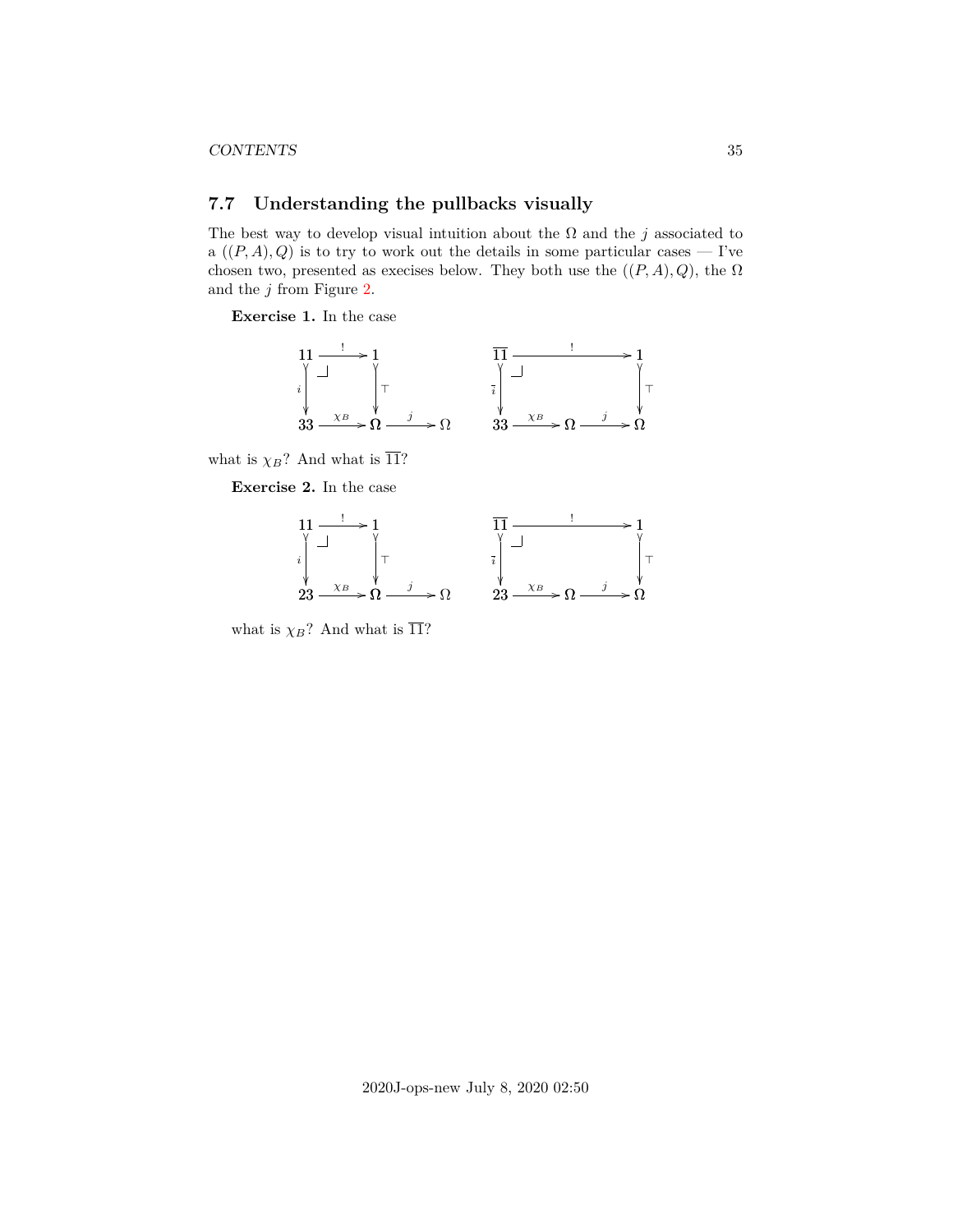## 7.7 Understanding the pullbacks visually

The best way to develop visual intuition about the $\Omega$ and the $j$ associated to a $((P, A), Q)$ is to try to work out the details in some particular cases — I've chosen two, presented as execises below. They both use the $((P, A), Q)$, the $\Omega$ and the $j$ from Figure 2.

**Exercise 1.** In the case

$$
\begin{array}{ccccc}
\mathbf{11} & \xrightarrow{!} & \mathbf{1} & & \\
{\scriptstyle i}\downarrow & \lrcorner & \downarrow{\scriptstyle \top} & & \\
\mathbf{33} & \xrightarrow{\chi_B} & \mathbf{\Omega} & \xrightarrow{j} & \Omega
\end{array}
\qquad
\begin{array}{ccccc}
\overline{\mathbf{11}} & & \xrightarrow{!} & & \mathbf{1} \\
{\scriptstyle \overline{i}}\downarrow & \lrcorner & & & \downarrow{\scriptstyle \top} \\
\mathbf{33} & \xrightarrow{\chi_B} & \mathbf{\Omega} & \xrightarrow{j} & \mathbf{\Omega}
\end{array}
$$

what is $\chi_B$? And what is $\overline{\mathbf{11}}$?

**Exercise 2.** In the case

$$
\begin{array}{ccccc}
\mathbf{11} & \xrightarrow{!} & \mathbf{1} & & \\
{\scriptstyle i}\downarrow & \lrcorner & \downarrow{\scriptstyle \top} & & \\
\mathbf{23} & \xrightarrow{\chi_B} & \mathbf{\Omega} & \xrightarrow{j} & \Omega
\end{array}
\qquad
\begin{array}{ccccc}
\overline{\mathbf{11}} & & \xrightarrow{!} & & \mathbf{1} \\
{\scriptstyle \overline{i}}\downarrow & \lrcorner & & & \downarrow{\scriptstyle \top} \\
\mathbf{23} & \xrightarrow{\chi_B} & \mathbf{\Omega} & \xrightarrow{j} & \mathbf{\Omega}
\end{array}
$$

what is $\chi_B$? And what is $\overline{\mathbf{11}}$?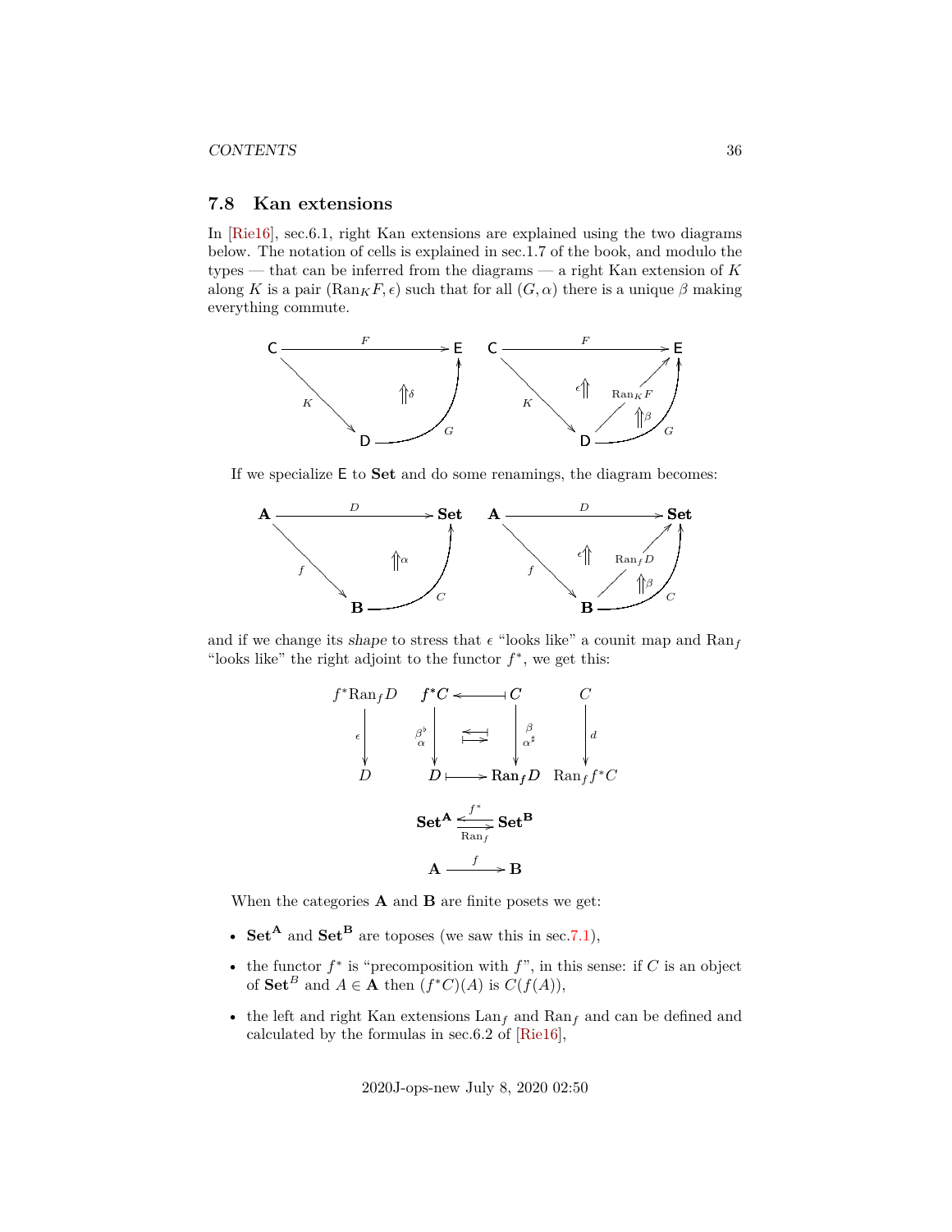## 7.8 Kan extensions

In [Rie16], sec.6.1, right Kan extensions are explained using the two diagrams below. The notation of cells is explained in sec.1.7 of the book, and modulo the types — that can be inferred from the diagrams — a right Kan extension of $K$ along $K$ is a pair $(\mathrm{Ran}_K F, \epsilon)$ such that for all $(G, \alpha)$ there is a unique $\beta$ making everything commute.

$$\mathsf{C} \xrightarrow{F} \mathsf{E}, \quad \mathsf{C} \xrightarrow{K} \mathsf{D}, \quad \mathsf{D} \xrightarrow{G} \mathsf{E}, \quad \Uparrow \delta \qquad\qquad \mathsf{C} \xrightarrow{F} \mathsf{E}, \quad \mathsf{C} \xrightarrow{K} \mathsf{D}, \quad \mathsf{D} \xrightarrow{\mathrm{Ran}_K F} \mathsf{E}, \quad \mathsf{D} \xrightarrow{G} \mathsf{E}, \quad \epsilon \Uparrow, \quad \Uparrow \beta$$

If we specialize $\mathsf{E}$ to $\mathbf{Set}$ and do some renamings, the diagram becomes:

$$\mathbf{A} \xrightarrow{D} \mathbf{Set}, \quad \mathbf{A} \xrightarrow{f} \mathbf{B}, \quad \mathbf{B} \xrightarrow{C} \mathbf{Set}, \quad \Uparrow \alpha \qquad\qquad \mathbf{A} \xrightarrow{D} \mathbf{Set}, \quad \mathbf{A} \xrightarrow{f} \mathbf{B}, \quad \mathbf{B} \xrightarrow{\mathrm{Ran}_f D} \mathbf{Set}, \quad \mathbf{B} \xrightarrow{C} \mathbf{Set}, \quad \epsilon \Uparrow, \quad \Uparrow \beta$$

and if we change its *shape* to stress that $\epsilon$ "looks like" a counit map and $\mathrm{Ran}_f$ "looks like" the right adjoint to the functor $f^*$, we get this:

$$\begin{array}{cccccc}
f^*\mathrm{Ran}_f D & f^*C & \longleftarrow\!\shortmid & C & & C \\
\downarrow \epsilon & \beta^\flat \downarrow \alpha & \leftrightarrows & \downarrow \beta,\ \alpha^\sharp & & \downarrow d \\
D & D & \longmapsto & \mathrm{Ran}_f D & & \mathrm{Ran}_f f^* C
\end{array}$$

$$\mathbf{Set}^{\mathbf{A}} \underset{\mathrm{Ran}_f}{\overset{f^*}{\leftrightarrows}} \mathbf{Set}^{\mathbf{B}}$$

$$\mathbf{A} \xrightarrow{f} \mathbf{B}$$

When the categories $\mathbf{A}$ and $\mathbf{B}$ are finite posets we get:

- $\mathbf{Set}^{\mathbf{A}}$ and $\mathbf{Set}^{\mathbf{B}}$ are toposes (we saw this in sec.7.1),
- the functor $f^*$ is "precomposition with $f$", in this sense: if $C$ is an object of $\mathbf{Set}^B$ and $A \in \mathbf{A}$ then $(f^*C)(A)$ is $C(f(A))$,
- the left and right Kan extensions $\mathrm{Lan}_f$ and $\mathrm{Ran}_f$ and can be defined and calculated by the formulas in sec.6.2 of [Rie16],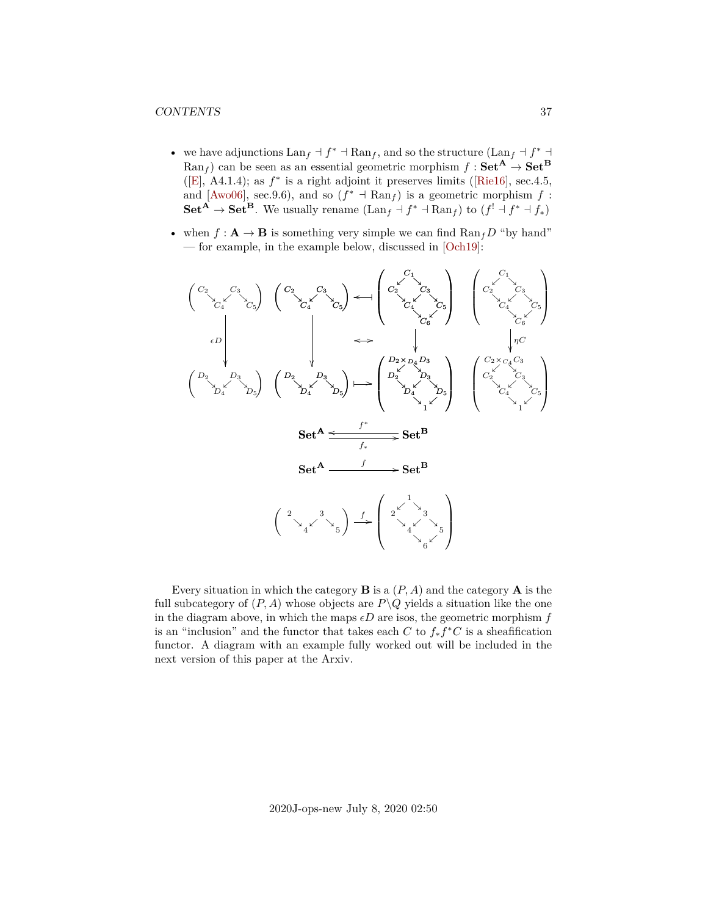- we have adjunctions $\mathrm{Lan}_f \dashv f^* \dashv \mathrm{Ran}_f$, and so the structure $(\mathrm{Lan}_f \dashv f^* \dashv \mathrm{Ran}_f)$ can be seen as an essential geometric morphism $f : \mathbf{Set}^{\mathbf{A}} \to \mathbf{Set}^{\mathbf{B}}$ ([E], A4.1.4); as $f^*$ is a right adjoint it preserves limits ([Rie16], sec.4.5, and [Awo06], sec.9.6), and so $(f^* \dashv \mathrm{Ran}_f)$ is a geometric morphism $f : \mathbf{Set}^{\mathbf{A}} \to \mathbf{Set}^{\mathbf{B}}$. We usually rename $(\mathrm{Lan}_f \dashv f^* \dashv \mathrm{Ran}_f)$ to $(f^! \dashv f^* \dashv f_*)$
- when $f : \mathbf{A} \to \mathbf{B}$ is something very simple we can find $\mathrm{Ran}_f D$ "by hand" — for example, in the example below, discussed in [Och19]:

$$
\begin{array}{cccccc}
\begin{pmatrix} C_2 & & C_3 & \\ & \searrow\ C_4 \swarrow & & \searrow\ C_5 \end{pmatrix} &
\begin{pmatrix} C_2 & & C_3 & \\ & \searrow\ C_4 \swarrow & & \searrow\ C_5 \end{pmatrix} & \longleftarrow\!\! | &
\begin{pmatrix} & C_1 & \\ C_2 & & C_3 \\ & C_4 & & C_5 \\ & & C_6 & \end{pmatrix} & &
\begin{pmatrix} & C_1 & \\ C_2 & & C_3 \\ & C_4 & & C_5 \\ & & C_6 & \end{pmatrix} \\
\downarrow \epsilon D & \downarrow & \longleftrightarrow & \downarrow & & \downarrow \eta C \\
\begin{pmatrix} D_2 & & D_3 & \\ & \searrow\ D_4 \swarrow & & \searrow\ D_5 \end{pmatrix} &
\begin{pmatrix} D_2 & & D_3 & \\ & \searrow\ D_4 \swarrow & & \searrow\ D_5 \end{pmatrix} & \longmapsto &
\begin{pmatrix} & D_2 \times_{D_4} D_3 & \\ D_2 & & D_3 \\ & D_4 & & D_5 \\ & & \mathbf{1} & \end{pmatrix} & &
\begin{pmatrix} & C_2 \times_{C_4} C_3 & \\ C_2 & & C_3 \\ & C_4 & & C_5 \\ & & 1 & \end{pmatrix}
\end{array}
$$

$$
\mathbf{Set}^{\mathbf{A}} \underset{f_*}{\overset{f^*}{\rightleftarrows}} \mathbf{Set}^{\mathbf{B}}
$$

$$
\mathbf{Set}^{\mathbf{A}} \xrightarrow{\quad f \quad} \mathbf{Set}^{\mathbf{B}}
$$

$$
\begin{pmatrix} 2 & & 3 & \\ & \searrow\ 4 \swarrow & & \searrow\ 5 \end{pmatrix} \xrightarrow{f}
\begin{pmatrix} & 1 & \\ 2 & & 3 \\ & 4 & & 5 \\ & & 6 & \end{pmatrix}
$$

Every situation in which the category $\mathbf{B}$ is a $(P, A)$ and the category $\mathbf{A}$ is the full subcategory of $(P, A)$ whose objects are $P \backslash Q$ yields a situation like the one in the diagram above, in which the maps $\epsilon D$ are isos, the geometric morphism $f$ is an "inclusion" and the functor that takes each $C$ to $f_* f^* C$ is a sheafification functor. A diagram with an example fully worked out will be included in the next version of this paper at the Arxiv.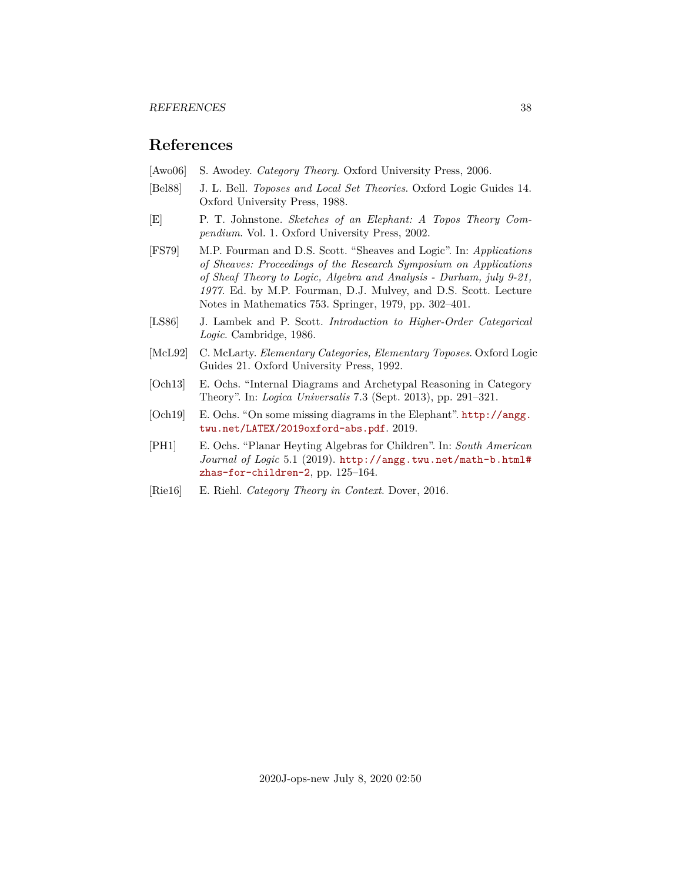## References

[Awo06] S. Awodey. *Category Theory*. Oxford University Press, 2006.

[Bel88] J. L. Bell. *Toposes and Local Set Theories*. Oxford Logic Guides 14. Oxford University Press, 1988.

[E] P. T. Johnstone. *Sketches of an Elephant: A Topos Theory Compendium*. Vol. 1. Oxford University Press, 2002.

[FS79] M.P. Fourman and D.S. Scott. "Sheaves and Logic". In: *Applications of Sheaves: Proceedings of the Research Symposium on Applications of Sheaf Theory to Logic, Algebra and Analysis - Durham, july 9-21, 1977*. Ed. by M.P. Fourman, D.J. Mulvey, and D.S. Scott. Lecture Notes in Mathematics 753. Springer, 1979, pp. 302–401.

[LS86] J. Lambek and P. Scott. *Introduction to Higher-Order Categorical Logic*. Cambridge, 1986.

[McL92] C. McLarty. *Elementary Categories, Elementary Toposes*. Oxford Logic Guides 21. Oxford University Press, 1992.

[Och13] E. Ochs. "Internal Diagrams and Archetypal Reasoning in Category Theory". In: *Logica Universalis* 7.3 (Sept. 2013), pp. 291–321.

[Och19] E. Ochs. "On some missing diagrams in the Elephant". http://angg.twu.net/LATEX/2019oxford-abs.pdf. 2019.

[PH1] E. Ochs. "Planar Heyting Algebras for Children". In: *South American Journal of Logic* 5.1 (2019). http://angg.twu.net/math-b.html#zhas-for-children-2, pp. 125–164.

[Rie16] E. Riehl. *Category Theory in Context*. Dover, 2016.